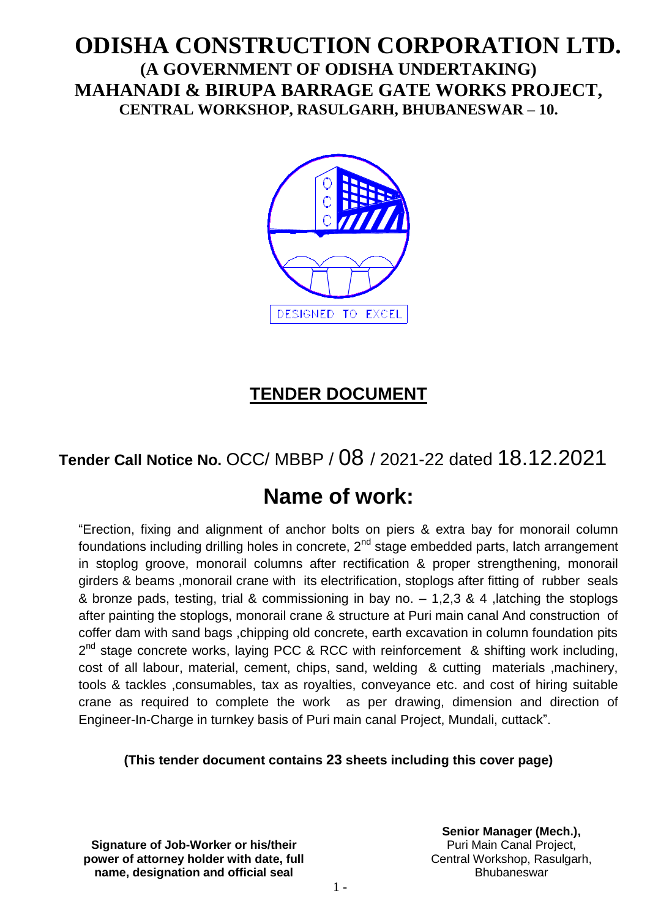# ODISHA CONSTRUCTION CORPORATION LTD.

## (A GOVERNMENT OF ODISHA UNDERTAKING)

## MAHANADI & BIRUPA BARRAGE GATE WORKS PROJECT,

### CENTRAL WORKSHOP, RASULGARH, BHUBANESWAR – 10.

DESIGNED TO EXCEL

## TENDER DOCUMENT

**Tender Call Notice No.** OCC/ MBBP / 08 / 2021-22 dated 18.12.2021

# Name of work:

"Erection, fixing and alignment of anchor bolts on piers & extra bay for monorail column foundations including drilling holes in concrete, 2nd stage embedded parts, latch arrangement in stoplog groove, monorail columns after rectification & proper strengthening, monorail girders & beams ,monorail crane with its electrification, stoplogs after fitting of rubber seals & bronze pads, testing, trial & commissioning in bay no. – 1,2,3 & 4 ,latching the stoplogs after painting the stoplogs, monorail crane & structure at Puri main canal And construction of coffer dam with sand bags ,chipping old concrete, earth excavation in column foundation pits 2nd stage concrete works, laying PCC & RCC with reinforcement & shifting work including, cost of all labour, material, cement, chips, sand, welding & cutting materials ,machinery, tools & tackles ,consumables, tax as royalties, conveyance etc. and cost of hiring suitable crane as required to complete the work as per drawing, dimension and direction of Engineer-In-Charge in turnkey basis of Puri main canal Project, Mundali, cuttack".

**(This tender document contains 23 sheets including this cover page)**

**Signature of Job-Worker or his/their power of attorney holder with date, full name, designation and official seal**

**Senior Manager (Mech.),**
Puri Main Canal Project,
Central Workshop, Rasulgarh,
Bhubaneswar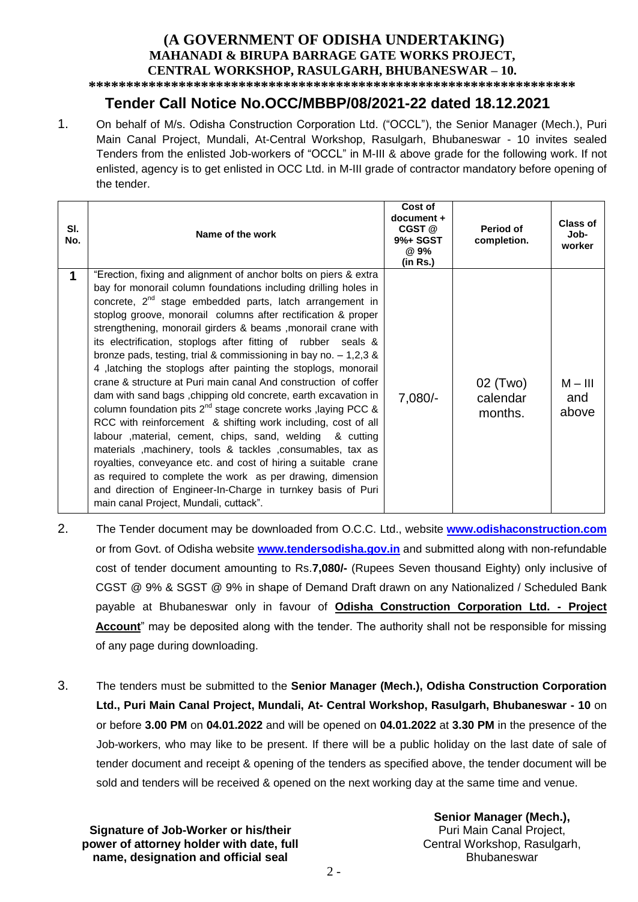**(A GOVERNMENT OF ODISHA UNDERTAKING)**
**MAHANADI & BIRUPA BARRAGE GATE WORKS PROJECT,**
**CENTRAL WORKSHOP, RASULGARH, BHUBANESWAR – 10.**

*****************************************************************

## Tender Call Notice No.OCC/MBBP/08/2021-22 dated 18.12.2021

1. On behalf of M/s. Odisha Construction Corporation Ltd. ("OCCL"), the Senior Manager (Mech.), Puri Main Canal Project, Mundali, At-Central Workshop, Rasulgarh, Bhubaneswar - 10 invites sealed Tenders from the enlisted Job-workers of "OCCL" in M-III & above grade for the following work. If not enlisted, agency is to get enlisted in OCC Ltd. in M-III grade of contractor mandatory before opening of the tender.

| Sl. No. | Name of the work | Cost of document + CGST @ 9%+ SGST @ 9% (in Rs.) | Period of completion. | Class of Job-worker |
|---|---|---|---|---|
| 1 | "Erection, fixing and alignment of anchor bolts on piers & extra bay for monorail column foundations including drilling holes in concrete, 2nd stage embedded parts, latch arrangement in stoplog groove, monorail columns after rectification & proper strengthening, monorail girders & beams ,monorail crane with its electrification, stoplogs after fitting of rubber seals & bronze pads, testing, trial & commissioning in bay no. – 1,2,3 & 4 ,latching the stoplogs after painting the stoplogs, monorail crane & structure at Puri main canal And construction of coffer dam with sand bags ,chipping old concrete, earth excavation in column foundation pits 2nd stage concrete works ,laying PCC & RCC with reinforcement & shifting work including, cost of all labour ,material, cement, chips, sand, welding & cutting materials ,machinery, tools & tackles ,consumables, tax as royalties, conveyance etc. and cost of hiring a suitable crane as required to complete the work as per drawing, dimension and direction of Engineer-In-Charge in turnkey basis of Puri main canal Project, Mundali, cuttack". | 7,080/- | 02 (Two) calendar months. | M – III and above |

2. The Tender document may be downloaded from O.C.C. Ltd., website **www.odishaconstruction.com** or from Govt. of Odisha website **www.tendersodisha.gov.in** and submitted along with non-refundable cost of tender document amounting to Rs.**7,080/-** (Rupees Seven thousand Eighty) only inclusive of CGST @ 9% & SGST @ 9% in shape of Demand Draft drawn on any Nationalized / Scheduled Bank payable at Bhubaneswar only in favour of **Odisha Construction Corporation Ltd. - Project Account**" may be deposited along with the tender. The authority shall not be responsible for missing of any page during downloading.

3. The tenders must be submitted to the **Senior Manager (Mech.), Odisha Construction Corporation Ltd., Puri Main Canal Project, Mundali, At- Central Workshop, Rasulgarh, Bhubaneswar - 10** on or before **3.00 PM** on **04.01.2022** and will be opened on **04.01.2022** at **3.30 PM** in the presence of the Job-workers, who may like to be present. If there will be a public holiday on the last date of sale of tender document and receipt & opening of the tenders as specified above, the tender document will be sold and tenders will be received & opened on the next working day at the same time and venue.

**Senior Manager (Mech.),**
Puri Main Canal Project,
Central Workshop, Rasulgarh,
Bhubaneswar

**Signature of Job-Worker or his/their power of attorney holder with date, full name, designation and official seal**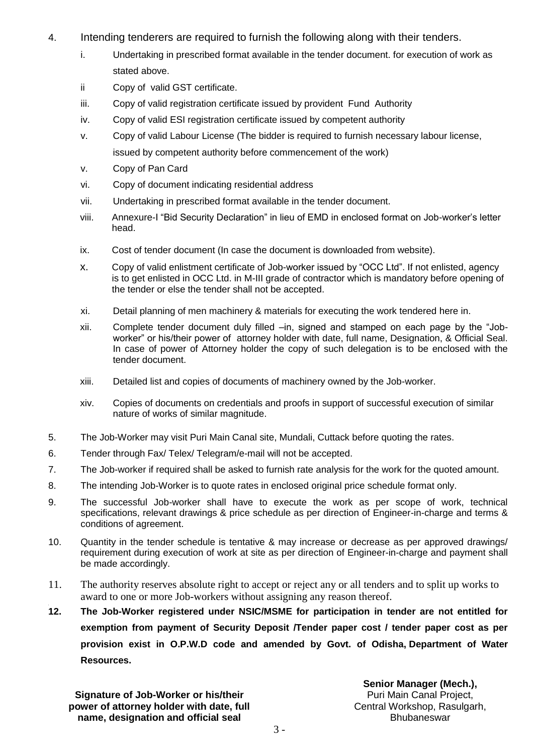4. Intending tenderers are required to furnish the following along with their tenders.

   i. Undertaking in prescribed format available in the tender document. for execution of work as stated above.

   ii Copy of valid GST certificate.

   iii. Copy of valid registration certificate issued by provident Fund Authority

   iv. Copy of valid ESI registration certificate issued by competent authority

   v. Copy of valid Labour License (The bidder is required to furnish necessary labour license, issued by competent authority before commencement of the work)

   v. Copy of Pan Card

   vi. Copy of document indicating residential address

   vii. Undertaking in prescribed format available in the tender document.

   viii. Annexure-I "Bid Security Declaration" in lieu of EMD in enclosed format on Job-worker's letter head.

   ix. Cost of tender document (In case the document is downloaded from website).

   x. Copy of valid enlistment certificate of Job-worker issued by "OCC Ltd". If not enlisted, agency is to get enlisted in OCC Ltd. in M-III grade of contractor which is mandatory before opening of the tender or else the tender shall not be accepted.

   xi. Detail planning of men machinery & materials for executing the work tendered here in.

   xii. Complete tender document duly filled –in, signed and stamped on each page by the "Job-worker" or his/their power of attorney holder with date, full name, Designation, & Official Seal. In case of power of Attorney holder the copy of such delegation is to be enclosed with the tender document.

   xiii. Detailed list and copies of documents of machinery owned by the Job-worker.

   xiv. Copies of documents on credentials and proofs in support of successful execution of similar nature of works of similar magnitude.

5. The Job-Worker may visit Puri Main Canal site, Mundali, Cuttack before quoting the rates.

6. Tender through Fax/ Telex/ Telegram/e-mail will not be accepted.

7. The Job-worker if required shall be asked to furnish rate analysis for the work for the quoted amount.

8. The intending Job-Worker is to quote rates in enclosed original price schedule format only.

9. The successful Job-worker shall have to execute the work as per scope of work, technical specifications, relevant drawings & price schedule as per direction of Engineer-in-charge and terms & conditions of agreement.

10. Quantity in the tender schedule is tentative & may increase or decrease as per approved drawings/ requirement during execution of work at site as per direction of Engineer-in-charge and payment shall be made accordingly.

11. The authority reserves absolute right to accept or reject any or all tenders and to split up works to award to one or more Job-workers without assigning any reason thereof.

**12. The Job-Worker registered under NSIC/MSME for participation in tender are not entitled for exemption from payment of Security Deposit /Tender paper cost / tender paper cost as per provision exist in O.P.W.D code and amended by Govt. of Odisha, Department of Water Resources.**

**Signature of Job-Worker or his/their power of attorney holder with date, full name, designation and official seal**

**Senior Manager (Mech.),**
Puri Main Canal Project,
Central Workshop, Rasulgarh,
Bhubaneswar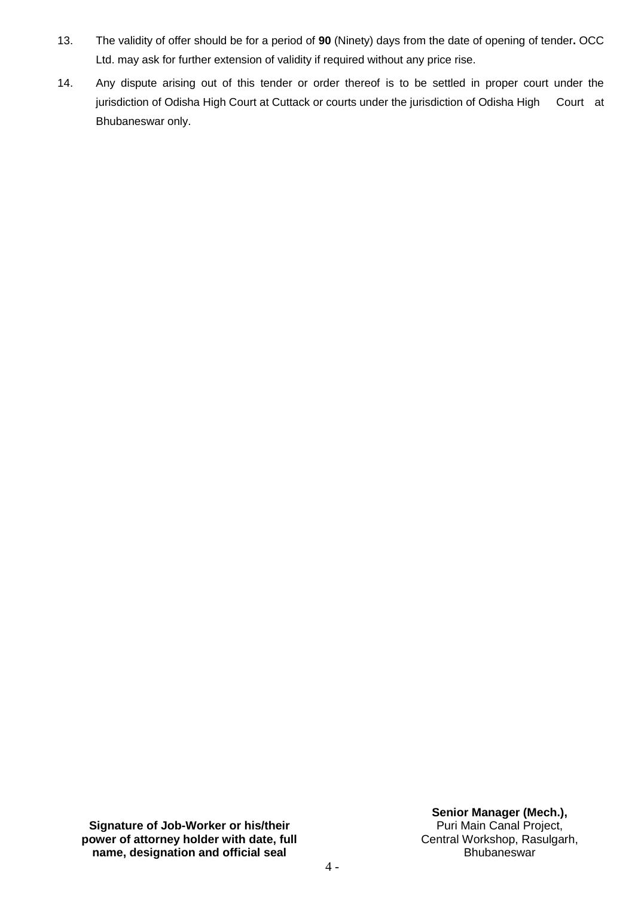13. The validity of offer should be for a period of **90** (Ninety) days from the date of opening of tender**.** OCC Ltd. may ask for further extension of validity if required without any price rise.

14. Any dispute arising out of this tender or order thereof is to be settled in proper court under the jurisdiction of Odisha High Court at Cuttack or courts under the jurisdiction of Odisha High Court at Bhubaneswar only.

**Signature of Job-Worker or his/their power of attorney holder with date, full name, designation and official seal**

**Senior Manager (Mech.),**
Puri Main Canal Project,
Central Workshop, Rasulgarh,
Bhubaneswar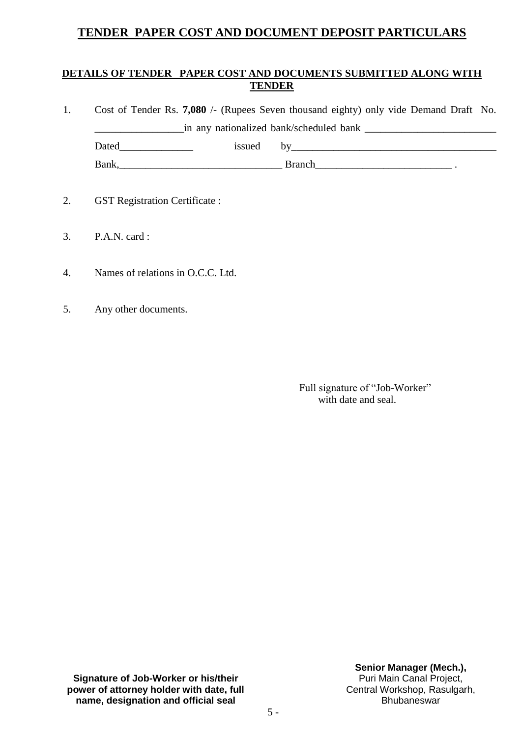# TENDER PAPER COST AND DOCUMENT DEPOSIT PARTICULARS

## DETAILS OF TENDER PAPER COST AND DOCUMENTS SUBMITTED ALONG WITH TENDER

1. Cost of Tender Rs. **7,080** /- (Rupees Seven thousand eighty) only vide Demand Draft No. _________________in any nationalized bank/scheduled bank _________________________ Dated______________ issued by_______________________________________ Bank,_______________________________ Branch__________________________ .

2. GST Registration Certificate :

3. P.A.N. card :

4. Names of relations in O.C.C. Ltd.

5. Any other documents.

Full signature of "Job-Worker" with date and seal.

**Signature of Job-Worker or his/their power of attorney holder with date, full name, designation and official seal**

**Senior Manager (Mech.),**
Puri Main Canal Project,
Central Workshop, Rasulgarh,
Bhubaneswar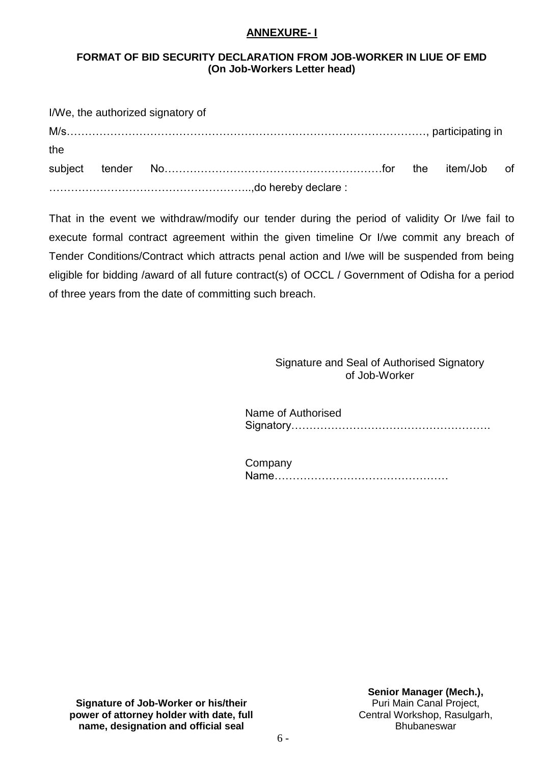**ANNEXURE- I**

**FORMAT OF BID SECURITY DECLARATION FROM JOB-WORKER IN LIUE OF EMD**
**(On Job-Workers Letter head)**

I/We, the authorized signatory of M/s………………………………………………………………………………………, participating in the subject tender No…………………………………………………….for the item/Job of ………………………………………………..,do hereby declare :

That in the event we withdraw/modify our tender during the period of validity Or I/we fail to execute formal contract agreement within the given timeline Or I/we commit any breach of Tender Conditions/Contract which attracts penal action and I/we will be suspended from being eligible for bidding /award of all future contract(s) of OCCL / Government of Odisha for a period of three years from the date of committing such breach.

Signature and Seal of Authorised Signatory of Job-Worker

Name of Authorised Signatory……………………………………………….

Company Name…………………………………………

**Signature of Job-Worker or his/their power of attorney holder with date, full name, designation and official seal**

**Senior Manager (Mech.),**
Puri Main Canal Project,
Central Workshop, Rasulgarh,
Bhubaneswar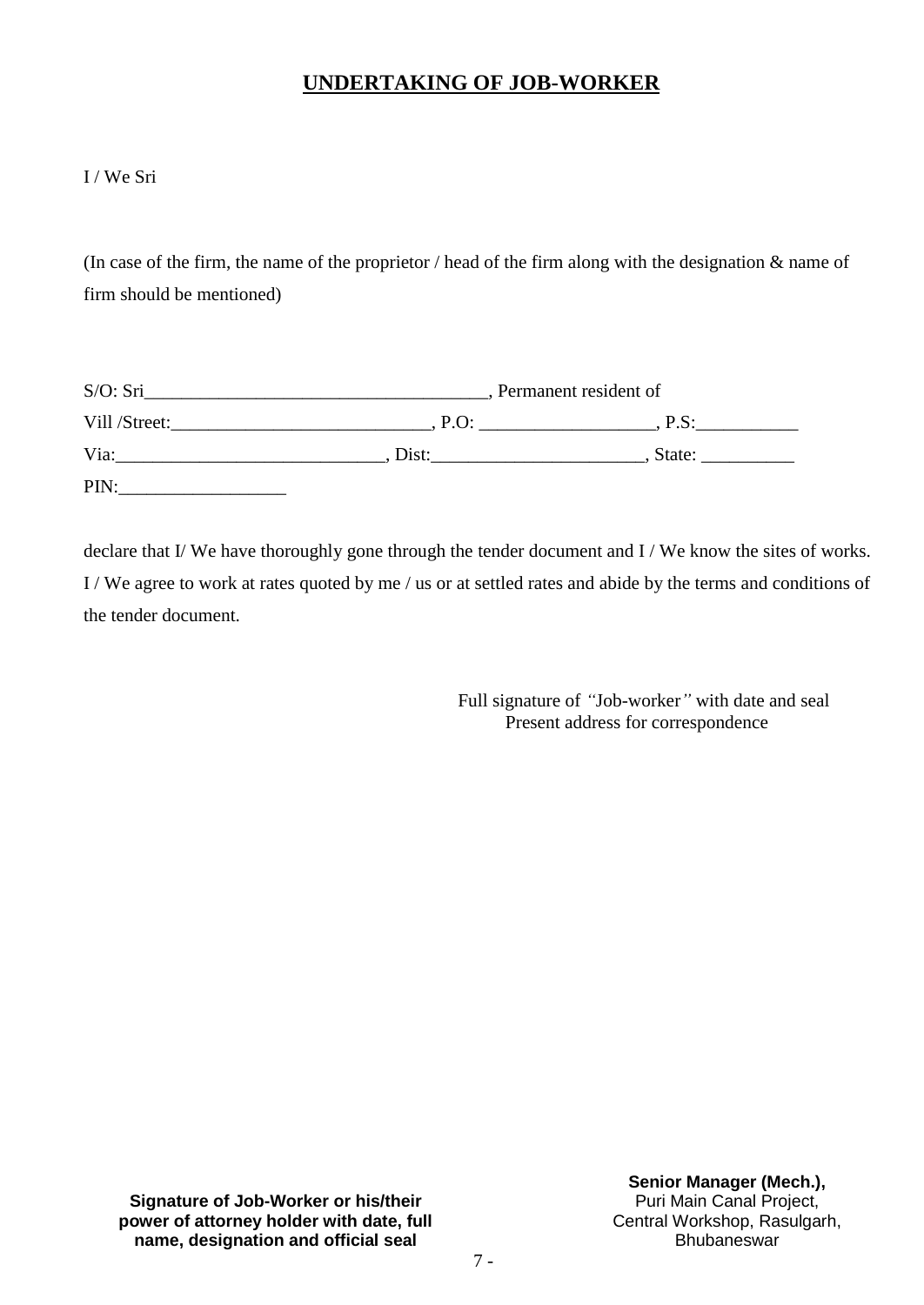## **UNDERTAKING OF JOB-WORKER**

I / We Sri

(In case of the firm, the name of the proprietor / head of the firm along with the designation & name of firm should be mentioned)

S/O: Sri_____________________________________, Permanent resident of
Vill /Street:____________________________, P.O: ___________________, P.S:___________
Via:_____________________________, Dist:_______________________, State: __________
PIN:__________________

declare that I/ We have thoroughly gone through the tender document and I / We know the sites of works. I / We agree to work at rates quoted by me / us or at settled rates and abide by the terms and conditions of the tender document.

Full signature of *"*Job-worker*"* with date and seal
Present address for correspondence

**Signature of Job-Worker or his/their power of attorney holder with date, full name, designation and official seal**

**Senior Manager (Mech.),**
Puri Main Canal Project,
Central Workshop, Rasulgarh,
Bhubaneswar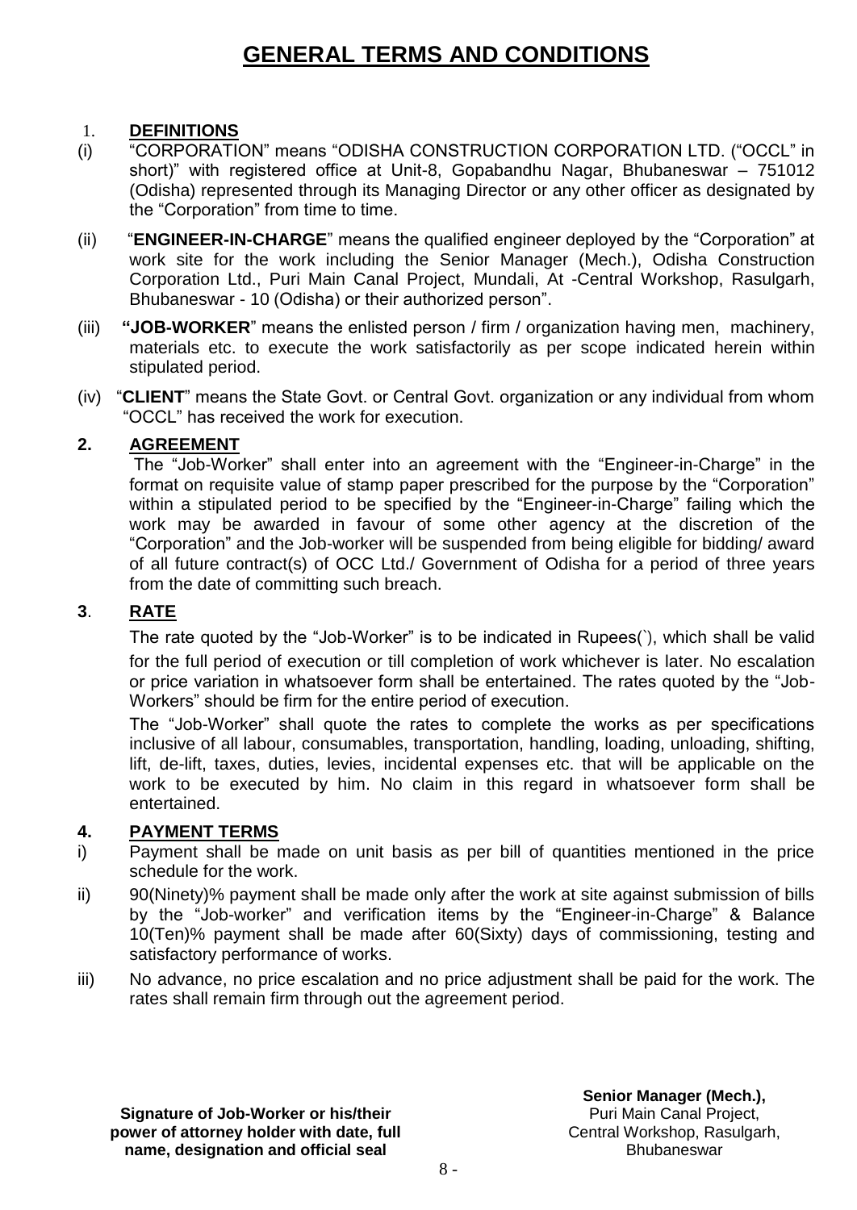# GENERAL TERMS AND CONDITIONS

## 1. DEFINITIONS

(i) "CORPORATION" means "ODISHA CONSTRUCTION CORPORATION LTD. ("OCCL" in short)" with registered office at Unit-8, Gopabandhu Nagar, Bhubaneswar – 751012 (Odisha) represented through its Managing Director or any other officer as designated by the "Corporation" from time to time.

(ii) "**ENGINEER-IN-CHARGE**" means the qualified engineer deployed by the "Corporation" at work site for the work including the Senior Manager (Mech.), Odisha Construction Corporation Ltd., Puri Main Canal Project, Mundali, At -Central Workshop, Rasulgarh, Bhubaneswar - 10 (Odisha) or their authorized person".

(iii) **"JOB-WORKER**" means the enlisted person / firm / organization having men, machinery, materials etc. to execute the work satisfactorily as per scope indicated herein within stipulated period.

(iv) "**CLIENT**" means the State Govt. or Central Govt. organization or any individual from whom "OCCL" has received the work for execution.

## 2. AGREEMENT

The "Job-Worker" shall enter into an agreement with the "Engineer-in-Charge" in the format on requisite value of stamp paper prescribed for the purpose by the "Corporation" within a stipulated period to be specified by the "Engineer-in-Charge" failing which the work may be awarded in favour of some other agency at the discretion of the "Corporation" and the Job-worker will be suspended from being eligible for bidding/ award of all future contract(s) of OCC Ltd./ Government of Odisha for a period of three years from the date of committing such breach.

## 3. RATE

The rate quoted by the "Job-Worker" is to be indicated in Rupees(`), which shall be valid for the full period of execution or till completion of work whichever is later. No escalation or price variation in whatsoever form shall be entertained. The rates quoted by the "Job-Workers" should be firm for the entire period of execution.

The "Job-Worker" shall quote the rates to complete the works as per specifications inclusive of all labour, consumables, transportation, handling, loading, unloading, shifting, lift, de-lift, taxes, duties, levies, incidental expenses etc. that will be applicable on the work to be executed by him. No claim in this regard in whatsoever form shall be entertained.

## 4. PAYMENT TERMS

i) Payment shall be made on unit basis as per bill of quantities mentioned in the price schedule for the work.

ii) 90(Ninety)% payment shall be made only after the work at site against submission of bills by the "Job-worker" and verification items by the "Engineer-in-Charge" & Balance 10(Ten)% payment shall be made after 60(Sixty) days of commissioning, testing and satisfactory performance of works.

iii) No advance, no price escalation and no price adjustment shall be paid for the work. The rates shall remain firm through out the agreement period.

**Signature of Job-Worker or his/their power of attorney holder with date, full name, designation and official seal**

**Senior Manager (Mech.),**
Puri Main Canal Project,
Central Workshop, Rasulgarh,
Bhubaneswar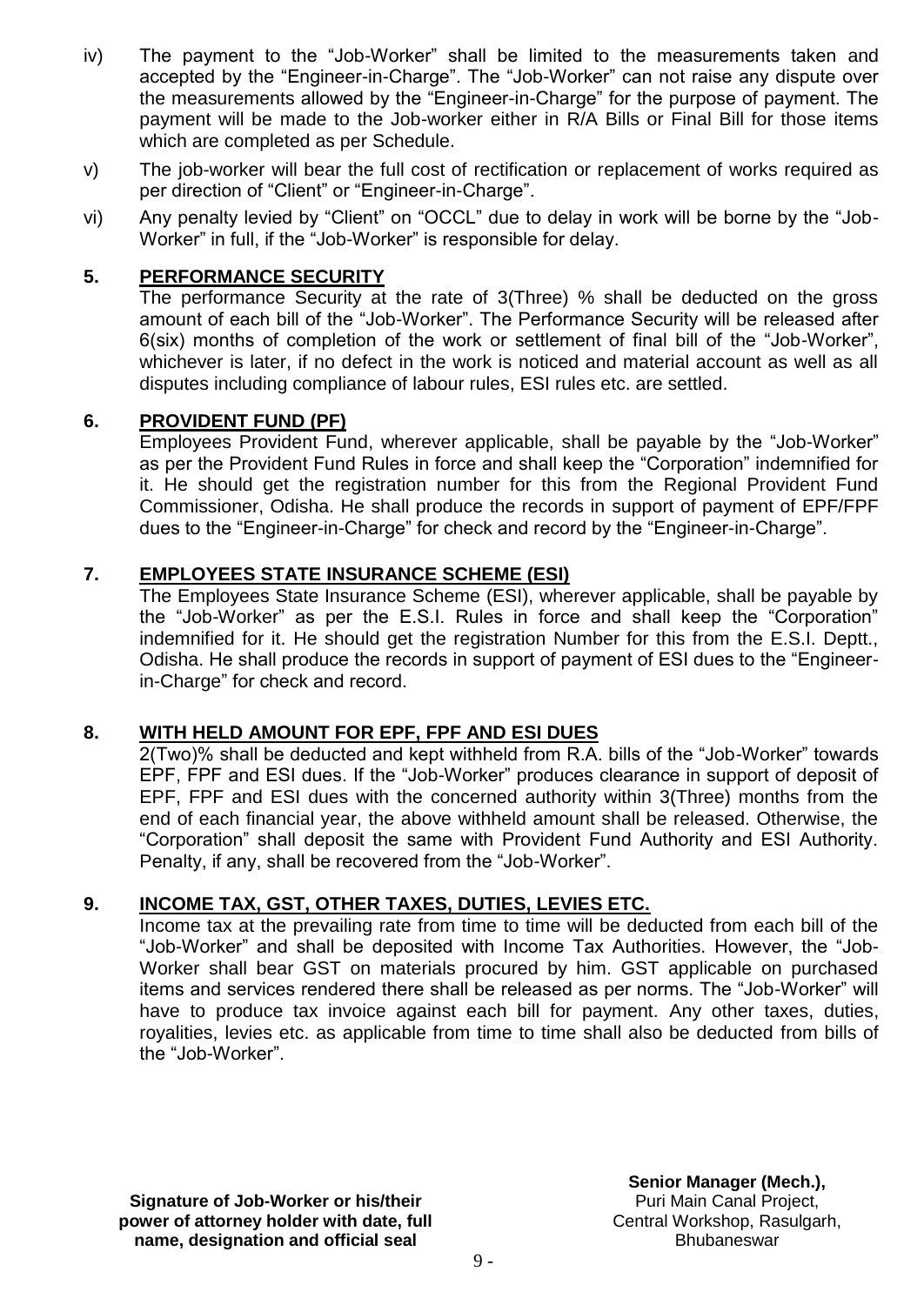iv) The payment to the "Job-Worker" shall be limited to the measurements taken and accepted by the "Engineer-in-Charge". The "Job-Worker" can not raise any dispute over the measurements allowed by the "Engineer-in-Charge" for the purpose of payment. The payment will be made to the Job-worker either in R/A Bills or Final Bill for those items which are completed as per Schedule.

v) The job-worker will bear the full cost of rectification or replacement of works required as per direction of "Client" or "Engineer-in-Charge".

vi) Any penalty levied by "Client" on "OCCL" due to delay in work will be borne by the "Job-Worker" in full, if the "Job-Worker" is responsible for delay.

## 5. PERFORMANCE SECURITY

The performance Security at the rate of 3(Three) % shall be deducted on the gross amount of each bill of the "Job-Worker". The Performance Security will be released after 6(six) months of completion of the work or settlement of final bill of the "Job-Worker", whichever is later, if no defect in the work is noticed and material account as well as all disputes including compliance of labour rules, ESI rules etc. are settled.

## 6. PROVIDENT FUND (PF)

Employees Provident Fund, wherever applicable, shall be payable by the "Job-Worker" as per the Provident Fund Rules in force and shall keep the "Corporation" indemnified for it. He should get the registration number for this from the Regional Provident Fund Commissioner, Odisha. He shall produce the records in support of payment of EPF/FPF dues to the "Engineer-in-Charge" for check and record by the "Engineer-in-Charge".

## 7. EMPLOYEES STATE INSURANCE SCHEME (ESI)

The Employees State Insurance Scheme (ESI), wherever applicable, shall be payable by the "Job-Worker" as per the E.S.I. Rules in force and shall keep the "Corporation" indemnified for it. He should get the registration Number for this from the E.S.I. Deptt., Odisha. He shall produce the records in support of payment of ESI dues to the "Engineer-in-Charge" for check and record.

## 8. WITH HELD AMOUNT FOR EPF, FPF AND ESI DUES

2(Two)% shall be deducted and kept withheld from R.A. bills of the "Job-Worker" towards EPF, FPF and ESI dues. If the "Job-Worker" produces clearance in support of deposit of EPF, FPF and ESI dues with the concerned authority within 3(Three) months from the end of each financial year, the above withheld amount shall be released. Otherwise, the "Corporation" shall deposit the same with Provident Fund Authority and ESI Authority. Penalty, if any, shall be recovered from the "Job-Worker".

## 9. INCOME TAX, GST, OTHER TAXES, DUTIES, LEVIES ETC.

Income tax at the prevailing rate from time to time will be deducted from each bill of the "Job-Worker" and shall be deposited with Income Tax Authorities. However, the "Job-Worker shall bear GST on materials procured by him. GST applicable on purchased items and services rendered there shall be released as per norms. The "Job-Worker" will have to produce tax invoice against each bill for payment. Any other taxes, duties, royalities, levies etc. as applicable from time to time shall also be deducted from bills of the "Job-Worker".

**Signature of Job-Worker or his/their power of attorney holder with date, full name, designation and official seal**

**Senior Manager (Mech.),**
Puri Main Canal Project,
Central Workshop, Rasulgarh,
Bhubaneswar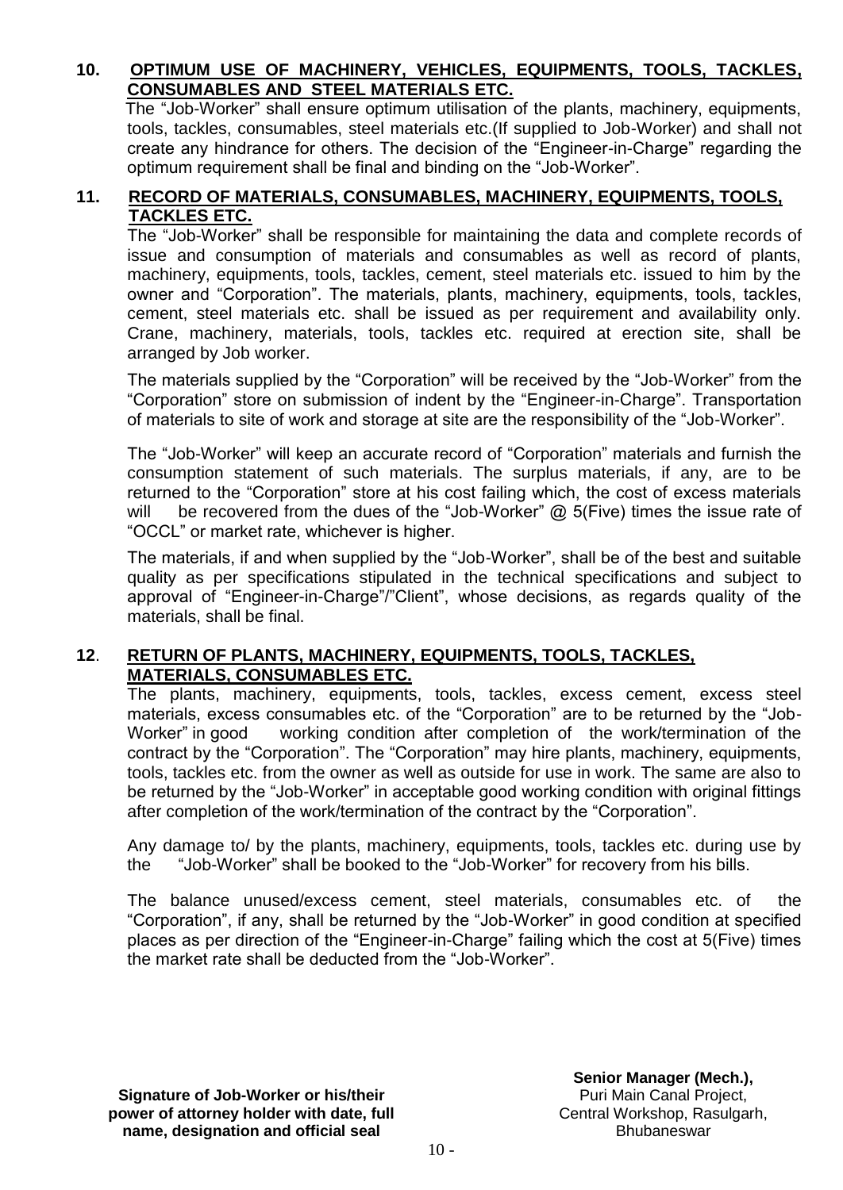## 10. OPTIMUM USE OF MACHINERY, VEHICLES, EQUIPMENTS, TOOLS, TACKLES, CONSUMABLES AND STEEL MATERIALS ETC.

The "Job-Worker" shall ensure optimum utilisation of the plants, machinery, equipments, tools, tackles, consumables, steel materials etc.(If supplied to Job-Worker) and shall not create any hindrance for others. The decision of the "Engineer-in-Charge" regarding the optimum requirement shall be final and binding on the "Job-Worker".

## 11. RECORD OF MATERIALS, CONSUMABLES, MACHINERY, EQUIPMENTS, TOOLS, TACKLES ETC.

The "Job-Worker" shall be responsible for maintaining the data and complete records of issue and consumption of materials and consumables as well as record of plants, machinery, equipments, tools, tackles, cement, steel materials etc. issued to him by the owner and "Corporation". The materials, plants, machinery, equipments, tools, tackles, cement, steel materials etc. shall be issued as per requirement and availability only. Crane, machinery, materials, tools, tackles etc. required at erection site, shall be arranged by Job worker.

The materials supplied by the "Corporation" will be received by the "Job-Worker" from the "Corporation" store on submission of indent by the "Engineer-in-Charge". Transportation of materials to site of work and storage at site are the responsibility of the "Job-Worker".

The "Job-Worker" will keep an accurate record of "Corporation" materials and furnish the consumption statement of such materials. The surplus materials, if any, are to be returned to the "Corporation" store at his cost failing which, the cost of excess materials will be recovered from the dues of the "Job-Worker" @ 5(Five) times the issue rate of "OCCL" or market rate, whichever is higher.

The materials, if and when supplied by the "Job-Worker", shall be of the best and suitable quality as per specifications stipulated in the technical specifications and subject to approval of "Engineer-in-Charge"/"Client", whose decisions, as regards quality of the materials, shall be final.

## 12. RETURN OF PLANTS, MACHINERY, EQUIPMENTS, TOOLS, TACKLES, MATERIALS, CONSUMABLES ETC.

The plants, machinery, equipments, tools, tackles, excess cement, excess steel materials, excess consumables etc. of the "Corporation" are to be returned by the "Job-Worker" in good working condition after completion of the work/termination of the contract by the "Corporation". The "Corporation" may hire plants, machinery, equipments, tools, tackles etc. from the owner as well as outside for use in work. The same are also to be returned by the "Job-Worker" in acceptable good working condition with original fittings after completion of the work/termination of the contract by the "Corporation".

Any damage to/ by the plants, machinery, equipments, tools, tackles etc. during use by the "Job-Worker" shall be booked to the "Job-Worker" for recovery from his bills.

The balance unused/excess cement, steel materials, consumables etc. of the "Corporation", if any, shall be returned by the "Job-Worker" in good condition at specified places as per direction of the "Engineer-in-Charge" failing which the cost at 5(Five) times the market rate shall be deducted from the "Job-Worker".

**Signature of Job-Worker or his/their power of attorney holder with date, full name, designation and official seal**

**Senior Manager (Mech.),**
Puri Main Canal Project,
Central Workshop, Rasulgarh,
Bhubaneswar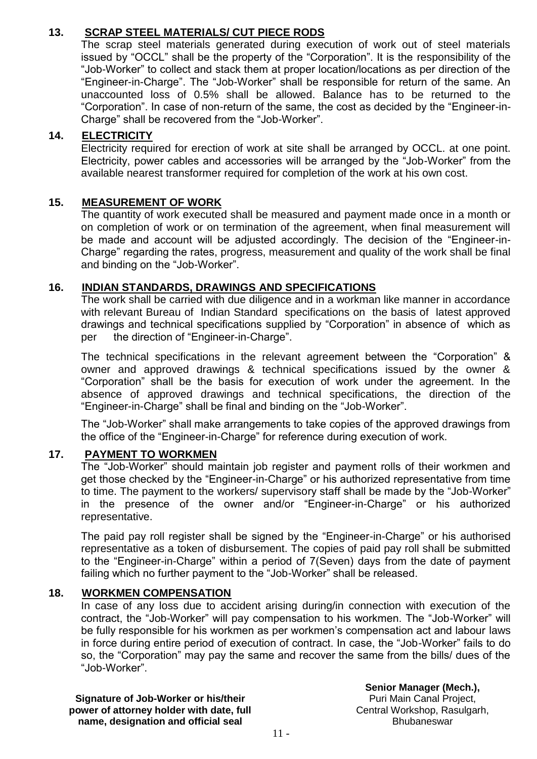## 13. SCRAP STEEL MATERIALS/ CUT PIECE RODS

The scrap steel materials generated during execution of work out of steel materials issued by "OCCL" shall be the property of the "Corporation". It is the responsibility of the "Job-Worker" to collect and stack them at proper location/locations as per direction of the "Engineer-in-Charge". The "Job-Worker" shall be responsible for return of the same. An unaccounted loss of 0.5% shall be allowed. Balance has to be returned to the "Corporation". In case of non-return of the same, the cost as decided by the "Engineer-in-Charge" shall be recovered from the "Job-Worker".

## 14. ELECTRICITY

Electricity required for erection of work at site shall be arranged by OCCL. at one point. Electricity, power cables and accessories will be arranged by the "Job-Worker" from the available nearest transformer required for completion of the work at his own cost.

## 15. MEASUREMENT OF WORK

The quantity of work executed shall be measured and payment made once in a month or on completion of work or on termination of the agreement, when final measurement will be made and account will be adjusted accordingly. The decision of the "Engineer-in-Charge" regarding the rates, progress, measurement and quality of the work shall be final and binding on the "Job-Worker".

## 16. INDIAN STANDARDS, DRAWINGS AND SPECIFICATIONS

The work shall be carried with due diligence and in a workman like manner in accordance with relevant Bureau of Indian Standard specifications on the basis of latest approved drawings and technical specifications supplied by "Corporation" in absence of which as per the direction of "Engineer-in-Charge".

The technical specifications in the relevant agreement between the "Corporation" & owner and approved drawings & technical specifications issued by the owner & "Corporation" shall be the basis for execution of work under the agreement. In the absence of approved drawings and technical specifications, the direction of the "Engineer-in-Charge" shall be final and binding on the "Job-Worker".

The "Job-Worker" shall make arrangements to take copies of the approved drawings from the office of the "Engineer-in-Charge" for reference during execution of work.

## 17. PAYMENT TO WORKMEN

The "Job-Worker" should maintain job register and payment rolls of their workmen and get those checked by the "Engineer-in-Charge" or his authorized representative from time to time. The payment to the workers/ supervisory staff shall be made by the "Job-Worker" in the presence of the owner and/or "Engineer-in-Charge" or his authorized representative.

The paid pay roll register shall be signed by the "Engineer-in-Charge" or his authorised representative as a token of disbursement. The copies of paid pay roll shall be submitted to the "Engineer-in-Charge" within a period of 7(Seven) days from the date of payment failing which no further payment to the "Job-Worker" shall be released.

## 18. WORKMEN COMPENSATION

In case of any loss due to accident arising during/in connection with execution of the contract, the "Job-Worker" will pay compensation to his workmen. The "Job-Worker" will be fully responsible for his workmen as per workmen's compensation act and labour laws in force during entire period of execution of contract. In case, the "Job-Worker" fails to do so, the "Corporation" may pay the same and recover the same from the bills/ dues of the "Job-Worker".

**Signature of Job-Worker or his/their power of attorney holder with date, full name, designation and official seal**

**Senior Manager (Mech.),**
Puri Main Canal Project,
Central Workshop, Rasulgarh,
Bhubaneswar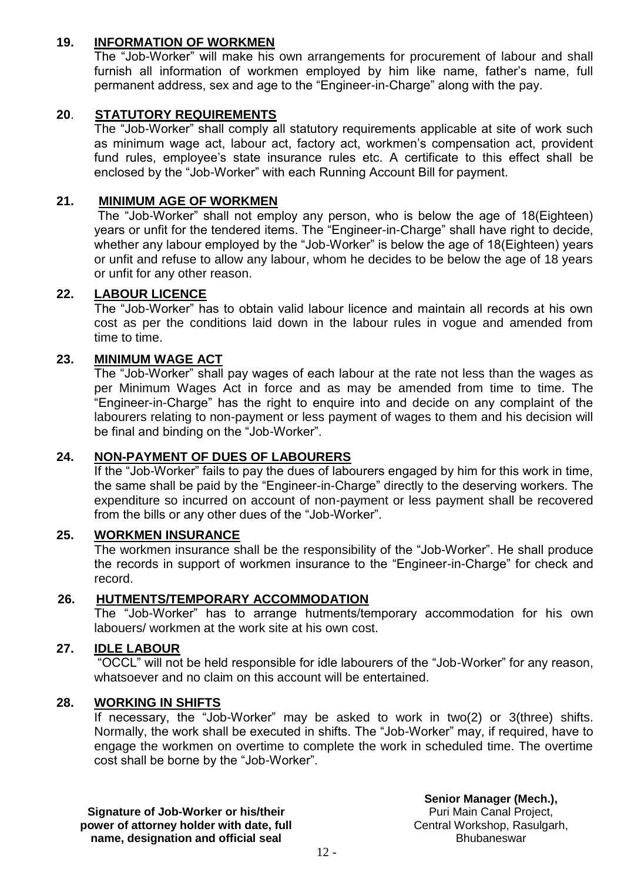**19. INFORMATION OF WORKMEN**

The "Job-Worker" will make his own arrangements for procurement of labour and shall furnish all information of workmen employed by him like name, father's name, full permanent address, sex and age to the "Engineer-in-Charge" along with the pay.

**20. STATUTORY REQUIREMENTS**

The "Job-Worker" shall comply all statutory requirements applicable at site of work such as minimum wage act, labour act, factory act, workmen's compensation act, provident fund rules, employee's state insurance rules etc. A certificate to this effect shall be enclosed by the "Job-Worker" with each Running Account Bill for payment.

**21. MINIMUM AGE OF WORKMEN**

The "Job-Worker" shall not employ any person, who is below the age of 18(Eighteen) years or unfit for the tendered items. The "Engineer-in-Charge" shall have right to decide, whether any labour employed by the "Job-Worker" is below the age of 18(Eighteen) years or unfit and refuse to allow any labour, whom he decides to be below the age of 18 years or unfit for any other reason.

**22. LABOUR LICENCE**

The "Job-Worker" has to obtain valid labour licence and maintain all records at his own cost as per the conditions laid down in the labour rules in vogue and amended from time to time.

**23. MINIMUM WAGE ACT**

The "Job-Worker" shall pay wages of each labour at the rate not less than the wages as per Minimum Wages Act in force and as may be amended from time to time. The "Engineer-in-Charge" has the right to enquire into and decide on any complaint of the labourers relating to non-payment or less payment of wages to them and his decision will be final and binding on the "Job-Worker".

**24. NON-PAYMENT OF DUES OF LABOURERS**

If the "Job-Worker" fails to pay the dues of labourers engaged by him for this work in time, the same shall be paid by the "Engineer-in-Charge" directly to the deserving workers. The expenditure so incurred on account of non-payment or less payment shall be recovered from the bills or any other dues of the "Job-Worker".

**25. WORKMEN INSURANCE**

The workmen insurance shall be the responsibility of the "Job-Worker". He shall produce the records in support of workmen insurance to the "Engineer-in-Charge" for check and record.

**26. HUTMENTS/TEMPORARY ACCOMMODATION**

The "Job-Worker" has to arrange hutments/temporary accommodation for his own labouers/ workmen at the work site at his own cost.

**27. IDLE LABOUR**

"OCCL" will not be held responsible for idle labourers of the "Job-Worker" for any reason, whatsoever and no claim on this account will be entertained.

**28. WORKING IN SHIFTS**

If necessary, the "Job-Worker" may be asked to work in two(2) or 3(three) shifts. Normally, the work shall be executed in shifts. The "Job-Worker" may, if required, have to engage the workmen on overtime to complete the work in scheduled time. The overtime cost shall be borne by the "Job-Worker".

**Signature of Job-Worker or his/their power of attorney holder with date, full name, designation and official seal**

**Senior Manager (Mech.),**
Puri Main Canal Project,
Central Workshop, Rasulgarh,
Bhubaneswar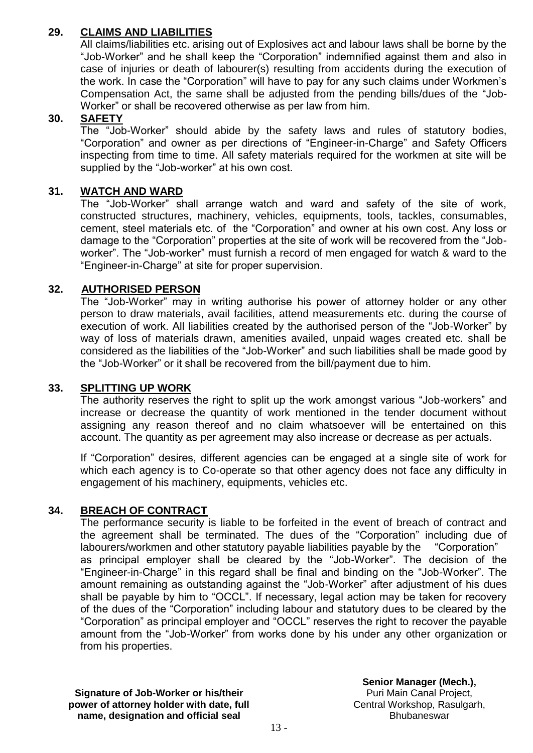## 29. CLAIMS AND LIABILITIES

All claims/liabilities etc. arising out of Explosives act and labour laws shall be borne by the "Job-Worker" and he shall keep the "Corporation" indemnified against them and also in case of injuries or death of labourer(s) resulting from accidents during the execution of the work. In case the "Corporation" will have to pay for any such claims under Workmen's Compensation Act, the same shall be adjusted from the pending bills/dues of the "Job-Worker" or shall be recovered otherwise as per law from him.

## 30. SAFETY

The "Job-Worker" should abide by the safety laws and rules of statutory bodies, "Corporation" and owner as per directions of "Engineer-in-Charge" and Safety Officers inspecting from time to time. All safety materials required for the workmen at site will be supplied by the "Job-worker" at his own cost.

## 31. WATCH AND WARD

The "Job-Worker" shall arrange watch and ward and safety of the site of work, constructed structures, machinery, vehicles, equipments, tools, tackles, consumables, cement, steel materials etc. of the "Corporation" and owner at his own cost. Any loss or damage to the "Corporation" properties at the site of work will be recovered from the "Job-worker". The "Job-worker" must furnish a record of men engaged for watch & ward to the "Engineer-in-Charge" at site for proper supervision.

## 32. AUTHORISED PERSON

The "Job-Worker" may in writing authorise his power of attorney holder or any other person to draw materials, avail facilities, attend measurements etc. during the course of execution of work. All liabilities created by the authorised person of the "Job-Worker" by way of loss of materials drawn, amenities availed, unpaid wages created etc. shall be considered as the liabilities of the "Job-Worker" and such liabilities shall be made good by the "Job-Worker" or it shall be recovered from the bill/payment due to him.

## 33. SPLITTING UP WORK

The authority reserves the right to split up the work amongst various "Job-workers" and increase or decrease the quantity of work mentioned in the tender document without assigning any reason thereof and no claim whatsoever will be entertained on this account. The quantity as per agreement may also increase or decrease as per actuals.

If "Corporation" desires, different agencies can be engaged at a single site of work for which each agency is to Co-operate so that other agency does not face any difficulty in engagement of his machinery, equipments, vehicles etc.

## 34. BREACH OF CONTRACT

The performance security is liable to be forfeited in the event of breach of contract and the agreement shall be terminated. The dues of the "Corporation" including due of labourers/workmen and other statutory payable liabilities payable by the "Corporation" as principal employer shall be cleared by the "Job-Worker". The decision of the "Engineer-in-Charge" in this regard shall be final and binding on the "Job-Worker". The amount remaining as outstanding against the "Job-Worker" after adjustment of his dues shall be payable by him to "OCCL". If necessary, legal action may be taken for recovery of the dues of the "Corporation" including labour and statutory dues to be cleared by the "Corporation" as principal employer and "OCCL" reserves the right to recover the payable amount from the "Job-Worker" from works done by his under any other organization or from his properties.

**Signature of Job-Worker or his/their power of attorney holder with date, full name, designation and official seal**

**Senior Manager (Mech.),**
Puri Main Canal Project,
Central Workshop, Rasulgarh,
Bhubaneswar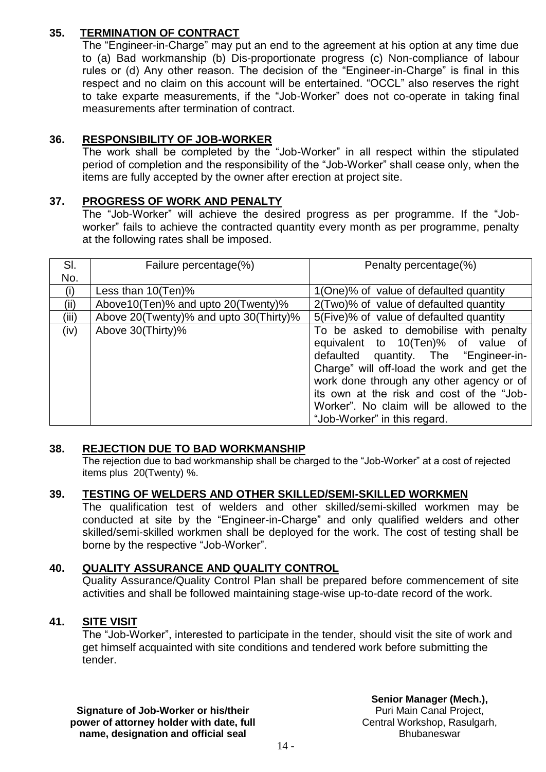## 35. TERMINATION OF CONTRACT

The "Engineer-in-Charge" may put an end to the agreement at his option at any time due to (a) Bad workmanship (b) Dis-proportionate progress (c) Non-compliance of labour rules or (d) Any other reason. The decision of the "Engineer-in-Charge" is final in this respect and no claim on this account will be entertained. "OCCL" also reserves the right to take exparte measurements, if the "Job-Worker" does not co-operate in taking final measurements after termination of contract.

## 36. RESPONSIBILITY OF JOB-WORKER

The work shall be completed by the "Job-Worker" in all respect within the stipulated period of completion and the responsibility of the "Job-Worker" shall cease only, when the items are fully accepted by the owner after erection at project site.

## 37. PROGRESS OF WORK AND PENALTY

The "Job-Worker" will achieve the desired progress as per programme. If the "Job-worker" fails to achieve the contracted quantity every month as per programme, penalty at the following rates shall be imposed.

| Sl. No. | Failure percentage(%) | Penalty percentage(%) |
|---|---|---|
| (i) | Less than 10(Ten)% | 1(One)% of value of defaulted quantity |
| (ii) | Above10(Ten)% and upto 20(Twenty)% | 2(Two)% of value of defaulted quantity |
| (iii) | Above 20(Twenty)% and upto 30(Thirty)% | 5(Five)% of value of defaulted quantity |
| (iv) | Above 30(Thirty)% | To be asked to demobilise with penalty equivalent to 10(Ten)% of value of defaulted quantity. The "Engineer-in-Charge" will off-load the work and get the work done through any other agency or of its own at the risk and cost of the "Job-Worker". No claim will be allowed to the "Job-Worker" in this regard. |

## 38. REJECTION DUE TO BAD WORKMANSHIP

The rejection due to bad workmanship shall be charged to the "Job-Worker" at a cost of rejected items plus 20(Twenty) %.

## 39. TESTING OF WELDERS AND OTHER SKILLED/SEMI-SKILLED WORKMEN

The qualification test of welders and other skilled/semi-skilled workmen may be conducted at site by the "Engineer-in-Charge" and only qualified welders and other skilled/semi-skilled workmen shall be deployed for the work. The cost of testing shall be borne by the respective "Job-Worker".

## 40. QUALITY ASSURANCE AND QUALITY CONTROL

Quality Assurance/Quality Control Plan shall be prepared before commencement of site activities and shall be followed maintaining stage-wise up-to-date record of the work.

## 41. SITE VISIT

The "Job-Worker", interested to participate in the tender, should visit the site of work and get himself acquainted with site conditions and tendered work before submitting the tender.

**Signature of Job-Worker or his/their power of attorney holder with date, full name, designation and official seal**

**Senior Manager (Mech.),**
Puri Main Canal Project,
Central Workshop, Rasulgarh,
Bhubaneswar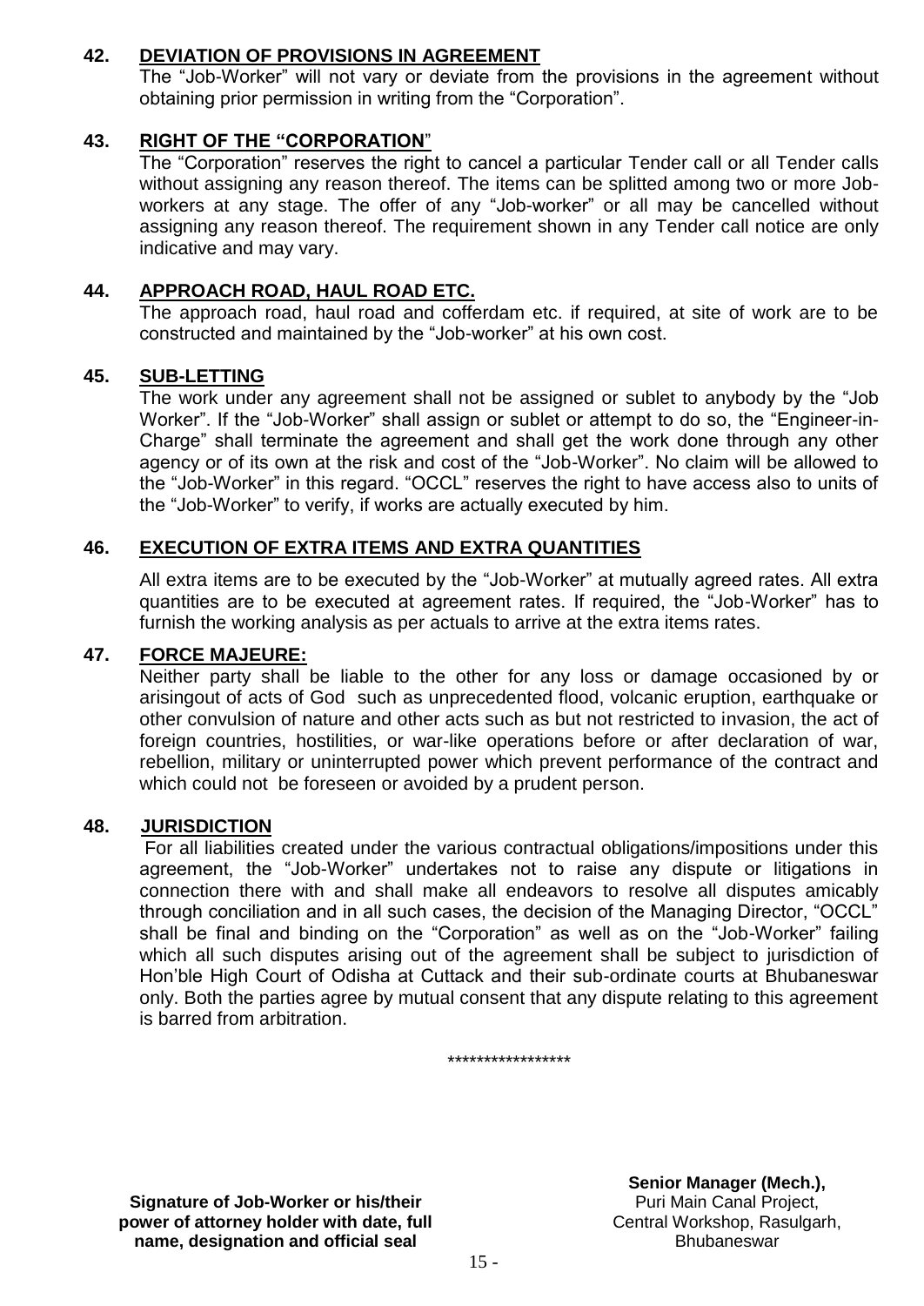## 42. DEVIATION OF PROVISIONS IN AGREEMENT

The "Job-Worker" will not vary or deviate from the provisions in the agreement without obtaining prior permission in writing from the "Corporation".

## 43. RIGHT OF THE "CORPORATION"

The "Corporation" reserves the right to cancel a particular Tender call or all Tender calls without assigning any reason thereof. The items can be splitted among two or more Job-workers at any stage. The offer of any "Job-worker" or all may be cancelled without assigning any reason thereof. The requirement shown in any Tender call notice are only indicative and may vary.

## 44. APPROACH ROAD, HAUL ROAD ETC.

The approach road, haul road and cofferdam etc. if required, at site of work are to be constructed and maintained by the "Job-worker" at his own cost.

## 45. SUB-LETTING

The work under any agreement shall not be assigned or sublet to anybody by the "Job Worker". If the "Job-Worker" shall assign or sublet or attempt to do so, the "Engineer-in-Charge" shall terminate the agreement and shall get the work done through any other agency or of its own at the risk and cost of the "Job-Worker". No claim will be allowed to the "Job-Worker" in this regard. "OCCL" reserves the right to have access also to units of the "Job-Worker" to verify, if works are actually executed by him.

## 46. EXECUTION OF EXTRA ITEMS AND EXTRA QUANTITIES

All extra items are to be executed by the "Job-Worker" at mutually agreed rates. All extra quantities are to be executed at agreement rates. If required, the "Job-Worker" has to furnish the working analysis as per actuals to arrive at the extra items rates.

## 47. FORCE MAJEURE:

Neither party shall be liable to the other for any loss or damage occasioned by or arisingout of acts of God such as unprecedented flood, volcanic eruption, earthquake or other convulsion of nature and other acts such as but not restricted to invasion, the act of foreign countries, hostilities, or war-like operations before or after declaration of war, rebellion, military or uninterrupted power which prevent performance of the contract and which could not be foreseen or avoided by a prudent person.

## 48. JURISDICTION

For all liabilities created under the various contractual obligations/impositions under this agreement, the "Job-Worker" undertakes not to raise any dispute or litigations in connection there with and shall make all endeavors to resolve all disputes amicably through conciliation and in all such cases, the decision of the Managing Director, "OCCL" shall be final and binding on the "Corporation" as well as on the "Job-Worker" failing which all such disputes arising out of the agreement shall be subject to jurisdiction of Hon'ble High Court of Odisha at Cuttack and their sub-ordinate courts at Bhubaneswar only. Both the parties agree by mutual consent that any dispute relating to this agreement is barred from arbitration.

*****************

**Signature of Job-Worker or his/their power of attorney holder with date, full name, designation and official seal**

**Senior Manager (Mech.),**
Puri Main Canal Project,
Central Workshop, Rasulgarh,
Bhubaneswar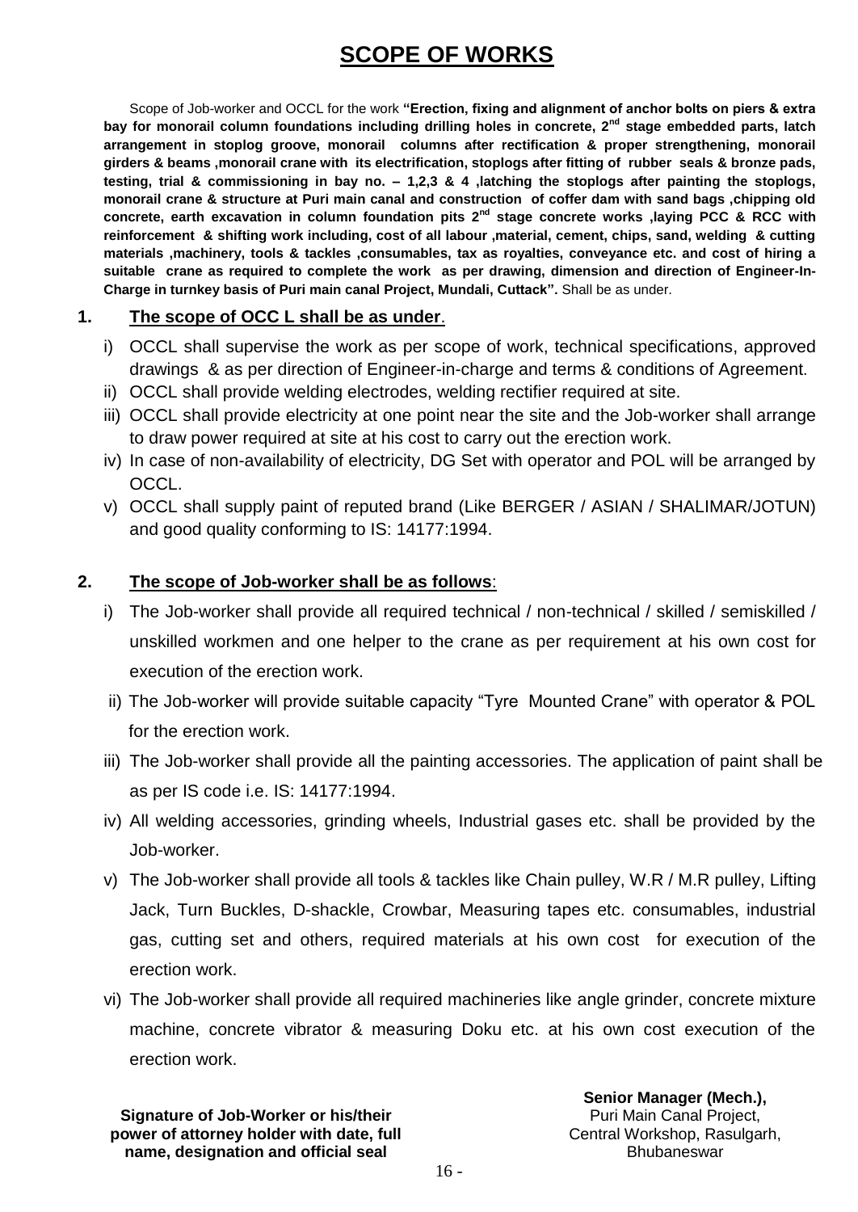# SCOPE OF WORKS

Scope of Job-worker and OCCL for the work **"Erection, fixing and alignment of anchor bolts on piers & extra bay for monorail column foundations including drilling holes in concrete, 2nd stage embedded parts, latch arrangement in stoplog groove, monorail columns after rectification & proper strengthening, monorail girders & beams ,monorail crane with its electrification, stoplogs after fitting of rubber seals & bronze pads, testing, trial & commissioning in bay no. – 1,2,3 & 4 ,latching the stoplogs after painting the stoplogs, monorail crane & structure at Puri main canal and construction of coffer dam with sand bags ,chipping old concrete, earth excavation in column foundation pits 2nd stage concrete works ,laying PCC & RCC with reinforcement & shifting work including, cost of all labour ,material, cement, chips, sand, welding & cutting materials ,machinery, tools & tackles ,consumables, tax as royalties, conveyance etc. and cost of hiring a suitable crane as required to complete the work as per drawing, dimension and direction of Engineer-In-Charge in turnkey basis of Puri main canal Project, Mundali, Cuttack".** Shall be as under.

## 1. The scope of OCC L shall be as under.

i) OCCL shall supervise the work as per scope of work, technical specifications, approved drawings & as per direction of Engineer-in-charge and terms & conditions of Agreement.

ii) OCCL shall provide welding electrodes, welding rectifier required at site.

iii) OCCL shall provide electricity at one point near the site and the Job-worker shall arrange to draw power required at site at his cost to carry out the erection work.

iv) In case of non-availability of electricity, DG Set with operator and POL will be arranged by OCCL.

v) OCCL shall supply paint of reputed brand (Like BERGER / ASIAN / SHALIMAR/JOTUN) and good quality conforming to IS: 14177:1994.

## 2. The scope of Job-worker shall be as follows:

i) The Job-worker shall provide all required technical / non-technical / skilled / semiskilled / unskilled workmen and one helper to the crane as per requirement at his own cost for execution of the erection work.

ii) The Job-worker will provide suitable capacity "Tyre Mounted Crane" with operator & POL for the erection work.

iii) The Job-worker shall provide all the painting accessories. The application of paint shall be as per IS code i.e. IS: 14177:1994.

iv) All welding accessories, grinding wheels, Industrial gases etc. shall be provided by the Job-worker.

v) The Job-worker shall provide all tools & tackles like Chain pulley, W.R / M.R pulley, Lifting Jack, Turn Buckles, D-shackle, Crowbar, Measuring tapes etc. consumables, industrial gas, cutting set and others, required materials at his own cost for execution of the erection work.

vi) The Job-worker shall provide all required machineries like angle grinder, concrete mixture machine, concrete vibrator & measuring Doku etc. at his own cost execution of the erection work.

**Signature of Job-Worker or his/their power of attorney holder with date, full name, designation and official seal**

**Senior Manager (Mech.),**
Puri Main Canal Project,
Central Workshop, Rasulgarh,
Bhubaneswar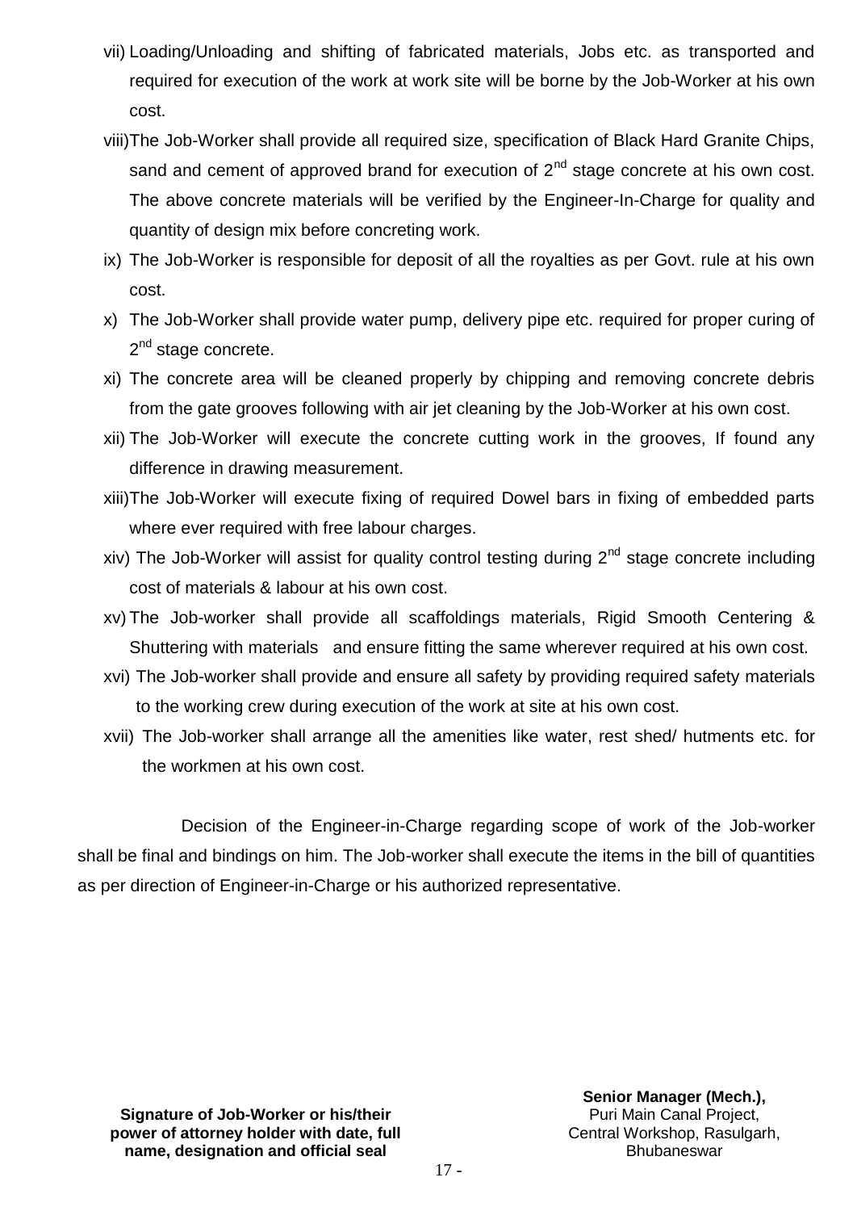vii) Loading/Unloading and shifting of fabricated materials, Jobs etc. as transported and required for execution of the work at work site will be borne by the Job-Worker at his own cost.

viii) The Job-Worker shall provide all required size, specification of Black Hard Granite Chips, sand and cement of approved brand for execution of 2nd stage concrete at his own cost. The above concrete materials will be verified by the Engineer-In-Charge for quality and quantity of design mix before concreting work.

ix) The Job-Worker is responsible for deposit of all the royalties as per Govt. rule at his own cost.

x) The Job-Worker shall provide water pump, delivery pipe etc. required for proper curing of 2nd stage concrete.

xi) The concrete area will be cleaned properly by chipping and removing concrete debris from the gate grooves following with air jet cleaning by the Job-Worker at his own cost.

xii) The Job-Worker will execute the concrete cutting work in the grooves, If found any difference in drawing measurement.

xiii) The Job-Worker will execute fixing of required Dowel bars in fixing of embedded parts where ever required with free labour charges.

xiv) The Job-Worker will assist for quality control testing during 2nd stage concrete including cost of materials & labour at his own cost.

xv) The Job-worker shall provide all scaffoldings materials, Rigid Smooth Centering & Shuttering with materials and ensure fitting the same wherever required at his own cost.

xvi) The Job-worker shall provide and ensure all safety by providing required safety materials to the working crew during execution of the work at site at his own cost.

xvii) The Job-worker shall arrange all the amenities like water, rest shed/ hutments etc. for the workmen at his own cost.

Decision of the Engineer-in-Charge regarding scope of work of the Job-worker shall be final and bindings on him. The Job-worker shall execute the items in the bill of quantities as per direction of Engineer-in-Charge or his authorized representative.

**Signature of Job-Worker or his/their power of attorney holder with date, full name, designation and official seal**

**Senior Manager (Mech.),**
Puri Main Canal Project,
Central Workshop, Rasulgarh,
Bhubaneswar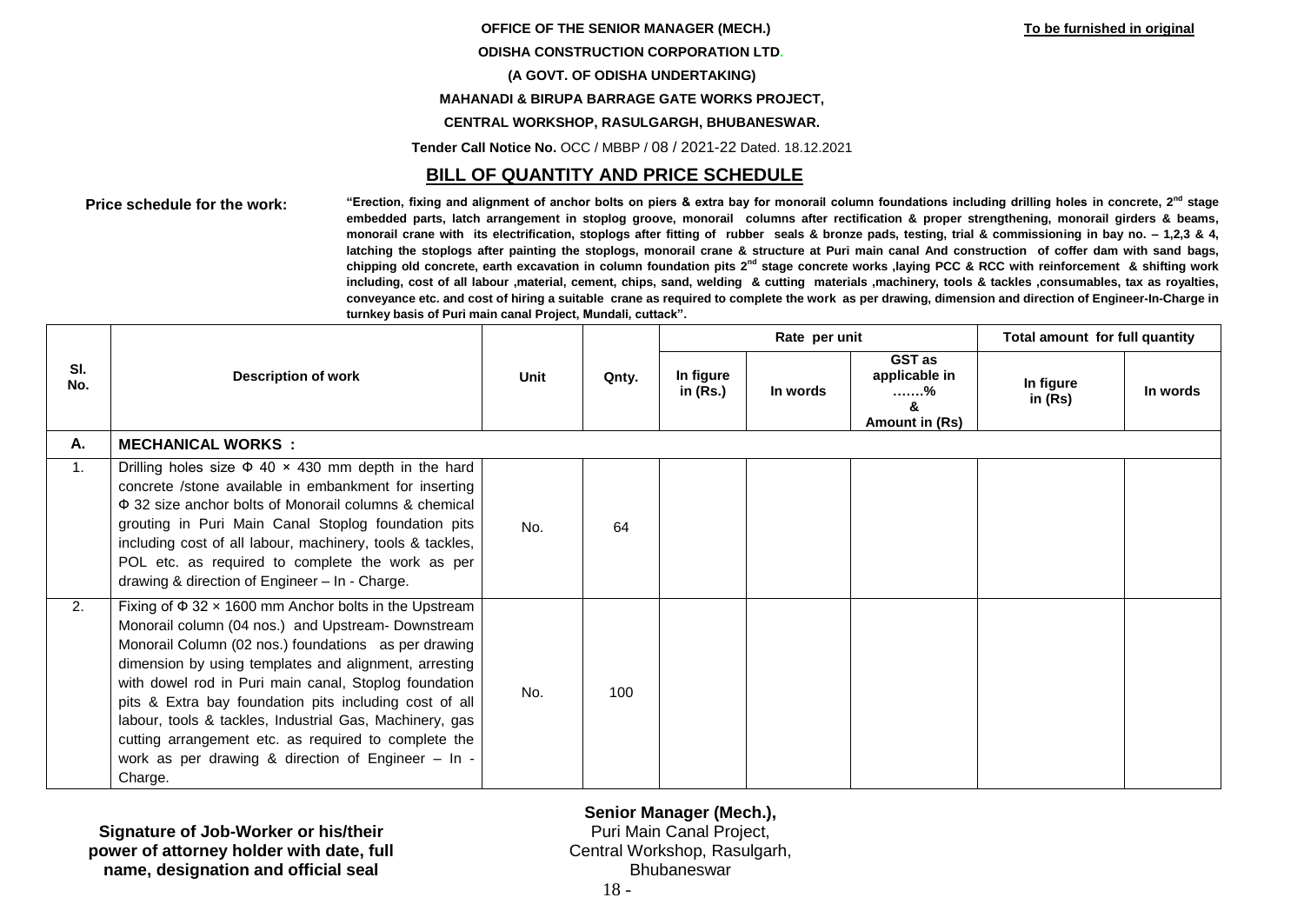**OFFICE OF THE SENIOR MANAGER (MECH.)**

**To be furnished in original**

**ODISHA CONSTRUCTION CORPORATION LTD.**

**(A GOVT. OF ODISHA UNDERTAKING)**

**MAHANADI & BIRUPA BARRAGE GATE WORKS PROJECT,**

**CENTRAL WORKSHOP, RASULGARGH, BHUBANESWAR.**

**Tender Call Notice No.** OCC / MBBP / 08 / 2021-22 Dated. 18.12.2021

## BILL OF QUANTITY AND PRICE SCHEDULE

**Price schedule for the work:** **"Erection, fixing and alignment of anchor bolts on piers & extra bay for monorail column foundations including drilling holes in concrete, 2nd stage embedded parts, latch arrangement in stoplog groove, monorail columns after rectification & proper strengthening, monorail girders & beams, monorail crane with its electrification, stoplogs after fitting of rubber seals & bronze pads, testing, trial & commissioning in bay no. – 1,2,3 & 4, latching the stoplogs after painting the stoplogs, monorail crane & structure at Puri main canal And construction of coffer dam with sand bags, chipping old concrete, earth excavation in column foundation pits 2nd stage concrete works ,laying PCC & RCC with reinforcement & shifting work including, cost of all labour ,material, cement, chips, sand, welding & cutting materials ,machinery, tools & tackles ,consumables, tax as royalties, conveyance etc. and cost of hiring a suitable crane as required to complete the work as per drawing, dimension and direction of Engineer-In-Charge in turnkey basis of Puri main canal Project, Mundali, cuttack".**

| Sl. No. | Description of work | Unit | Qnty. | Rate per unit | | | Total amount for full quantity | |
|---|---|---|---|---|---|---|---|---|
| | | | | In figure in (Rs.) | In words | GST as applicable in …….% & Amount in (Rs) | In figure in (Rs) | In words |
| **A.** | **MECHANICAL WORKS :** | | | | | | | |
| 1. | Drilling holes size Φ 40 × 430 mm depth in the hard concrete /stone available in embankment for inserting Φ 32 size anchor bolts of Monorail columns & chemical grouting in Puri Main Canal Stoplog foundation pits including cost of all labour, machinery, tools & tackles, POL etc. as required to complete the work as per drawing & direction of Engineer – In - Charge. | No. | 64 | | | | | |
| 2. | Fixing of Φ 32 × 1600 mm Anchor bolts in the Upstream Monorail column (04 nos.) and Upstream- Downstream Monorail Column (02 nos.) foundations as per drawing dimension by using templates and alignment, arresting with dowel rod in Puri main canal, Stoplog foundation pits & Extra bay foundation pits including cost of all labour, tools & tackles, Industrial Gas, Machinery, gas cutting arrangement etc. as required to complete the work as per drawing & direction of Engineer – In - Charge. | No. | 100 | | | | | |

**Signature of Job-Worker or his/their power of attorney holder with date, full name, designation and official seal**

**Senior Manager (Mech.),**
Puri Main Canal Project,
Central Workshop, Rasulgarh,
Bhubaneswar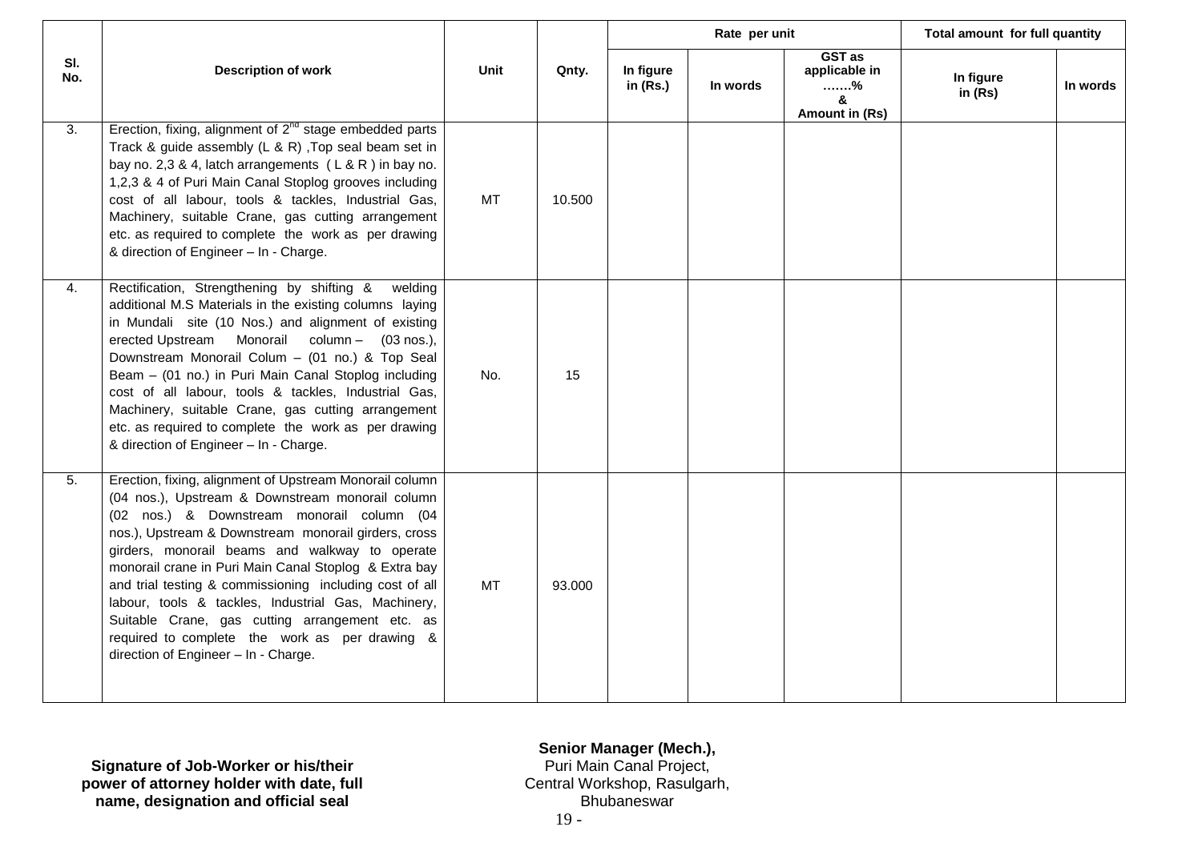| Sl. No. | Description of work | Unit | Qnty. | Rate per unit | | | Total amount for full quantity | |
|---|---|---|---|---|---|---|---|---|
| | | | | In figure in (Rs.) | In words | GST as applicable in …….% & Amount in (Rs) | In figure in (Rs) | In words |
| 3. | Erection, fixing, alignment of 2nd stage embedded parts Track & guide assembly (L & R) ,Top seal beam set in bay no. 2,3 & 4, latch arrangements ( L & R ) in bay no. 1,2,3 & 4 of Puri Main Canal Stoplog grooves including cost of all labour, tools & tackles, Industrial Gas, Machinery, suitable Crane, gas cutting arrangement etc. as required to complete the work as per drawing & direction of Engineer – In - Charge. | MT | 10.500 | | | | | |
| 4. | Rectification, Strengthening by shifting & welding additional M.S Materials in the existing columns laying in Mundali site (10 Nos.) and alignment of existing erected Upstream Monorail column – (03 nos.), Downstream Monorail Colum – (01 no.) & Top Seal Beam – (01 no.) in Puri Main Canal Stoplog including cost of all labour, tools & tackles, Industrial Gas, Machinery, suitable Crane, gas cutting arrangement etc. as required to complete the work as per drawing & direction of Engineer – In - Charge. | No. | 15 | | | | | |
| 5. | Erection, fixing, alignment of Upstream Monorail column (04 nos.), Upstream & Downstream monorail column (02 nos.) & Downstream monorail column (04 nos.), Upstream & Downstream monorail girders, cross girders, monorail beams and walkway to operate monorail crane in Puri Main Canal Stoplog & Extra bay and trial testing & commissioning including cost of all labour, tools & tackles, Industrial Gas, Machinery, Suitable Crane, gas cutting arrangement etc. as required to complete the work as per drawing & direction of Engineer – In - Charge. | MT | 93.000 | | | | | |

**Signature of Job-Worker or his/their power of attorney holder with date, full name, designation and official seal**

**Senior Manager (Mech.),**
Puri Main Canal Project,
Central Workshop, Rasulgarh,
Bhubaneswar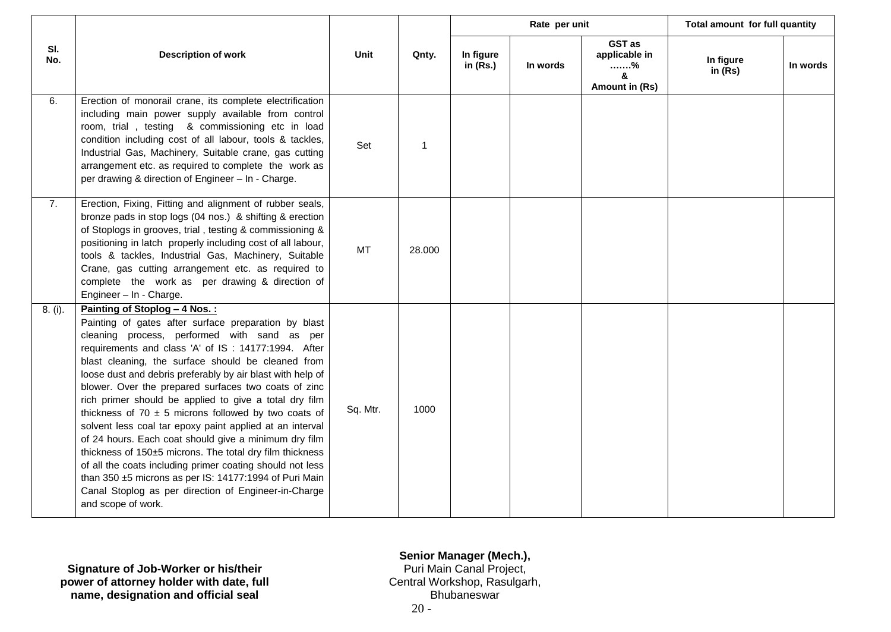| Sl. No. | Description of work | Unit | Qnty. | Rate per unit | | | Total amount for full quantity | |
|---|---|---|---|---|---|---|---|---|
| | | | | In figure in (Rs.) | In words | GST as applicable in …….% & Amount in (Rs) | In figure in (Rs) | In words |
| 6. | Erection of monorail crane, its complete electrification including main power supply available from control room, trial , testing & commissioning etc in load condition including cost of all labour, tools & tackles, Industrial Gas, Machinery, Suitable crane, gas cutting arrangement etc. as required to complete the work as per drawing & direction of Engineer – In - Charge. | Set | 1 | | | | | |
| 7. | Erection, Fixing, Fitting and alignment of rubber seals, bronze pads in stop logs (04 nos.) & shifting & erection of Stoplogs in grooves, trial , testing & commissioning & positioning in latch properly including cost of all labour, tools & tackles, Industrial Gas, Machinery, Suitable Crane, gas cutting arrangement etc. as required to complete the work as per drawing & direction of Engineer – In - Charge. | MT | 28.000 | | | | | |
| 8. (i). | **Painting of Stoplog – 4 Nos. :** Painting of gates after surface preparation by blast cleaning process, performed with sand as per requirements and class 'A' of IS : 14177:1994. After blast cleaning, the surface should be cleaned from loose dust and debris preferably by air blast with help of blower. Over the prepared surfaces two coats of zinc rich primer should be applied to give a total dry film thickness of 70 ± 5 microns followed by two coats of solvent less coal tar epoxy paint applied at an interval of 24 hours. Each coat should give a minimum dry film thickness of 150±5 microns. The total dry film thickness of all the coats including primer coating should not less than 350 ±5 microns as per IS: 14177:1994 of Puri Main Canal Stoplog as per direction of Engineer-in-Charge and scope of work. | Sq. Mtr. | 1000 | | | | | |

**Signature of Job-Worker or his/their power of attorney holder with date, full name, designation and official seal**

**Senior Manager (Mech.),**
Puri Main Canal Project,
Central Workshop, Rasulgarh,
Bhubaneswar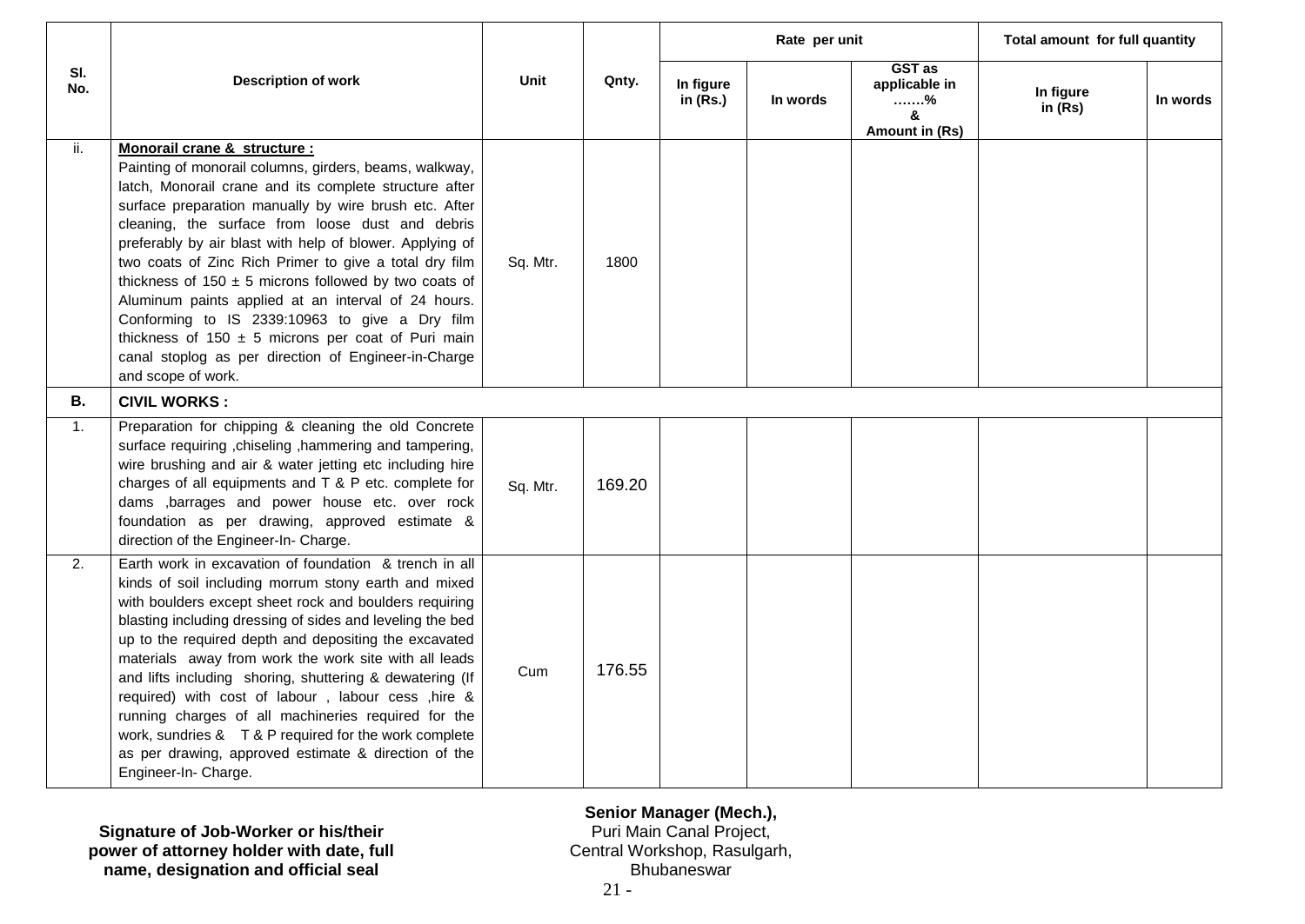| Sl. No. | Description of work | Unit | Qnty. | Rate per unit | | | Total amount for full quantity | |
|---|---|---|---|---|---|---|---|---|
| | | | | In figure in (Rs.) | In words | GST as applicable in …….% & Amount in (Rs) | In figure in (Rs) | In words |
| ii. | **Monorail crane & structure :** Painting of monorail columns, girders, beams, walkway, latch, Monorail crane and its complete structure after surface preparation manually by wire brush etc. After cleaning, the surface from loose dust and debris preferably by air blast with help of blower. Applying of two coats of Zinc Rich Primer to give a total dry film thickness of 150 ± 5 microns followed by two coats of Aluminum paints applied at an interval of 24 hours. Conforming to IS 2339:10963 to give a Dry film thickness of 150 ± 5 microns per coat of Puri main canal stoplog as per direction of Engineer-in-Charge and scope of work. | Sq. Mtr. | 1800 | | | | | |
| **B.** | **CIVIL WORKS :** | | | | | | | |
| 1. | Preparation for chipping & cleaning the old Concrete surface requiring ,chiseling ,hammering and tampering, wire brushing and air & water jetting etc including hire charges of all equipments and T & P etc. complete for dams ,barrages and power house etc. over rock foundation as per drawing, approved estimate & direction of the Engineer-In- Charge. | Sq. Mtr. | 169.20 | | | | | |
| 2. | Earth work in excavation of foundation & trench in all kinds of soil including morrum stony earth and mixed with boulders except sheet rock and boulders requiring blasting including dressing of sides and leveling the bed up to the required depth and depositing the excavated materials away from work the work site with all leads and lifts including shoring, shuttering & dewatering (If required) with cost of labour , labour cess ,hire & running charges of all machineries required for the work, sundries & T & P required for the work complete as per drawing, approved estimate & direction of the Engineer-In- Charge. | Cum | 176.55 | | | | | |

**Signature of Job-Worker or his/their power of attorney holder with date, full name, designation and official seal**

**Senior Manager (Mech.),**
Puri Main Canal Project,
Central Workshop, Rasulgarh,
Bhubaneswar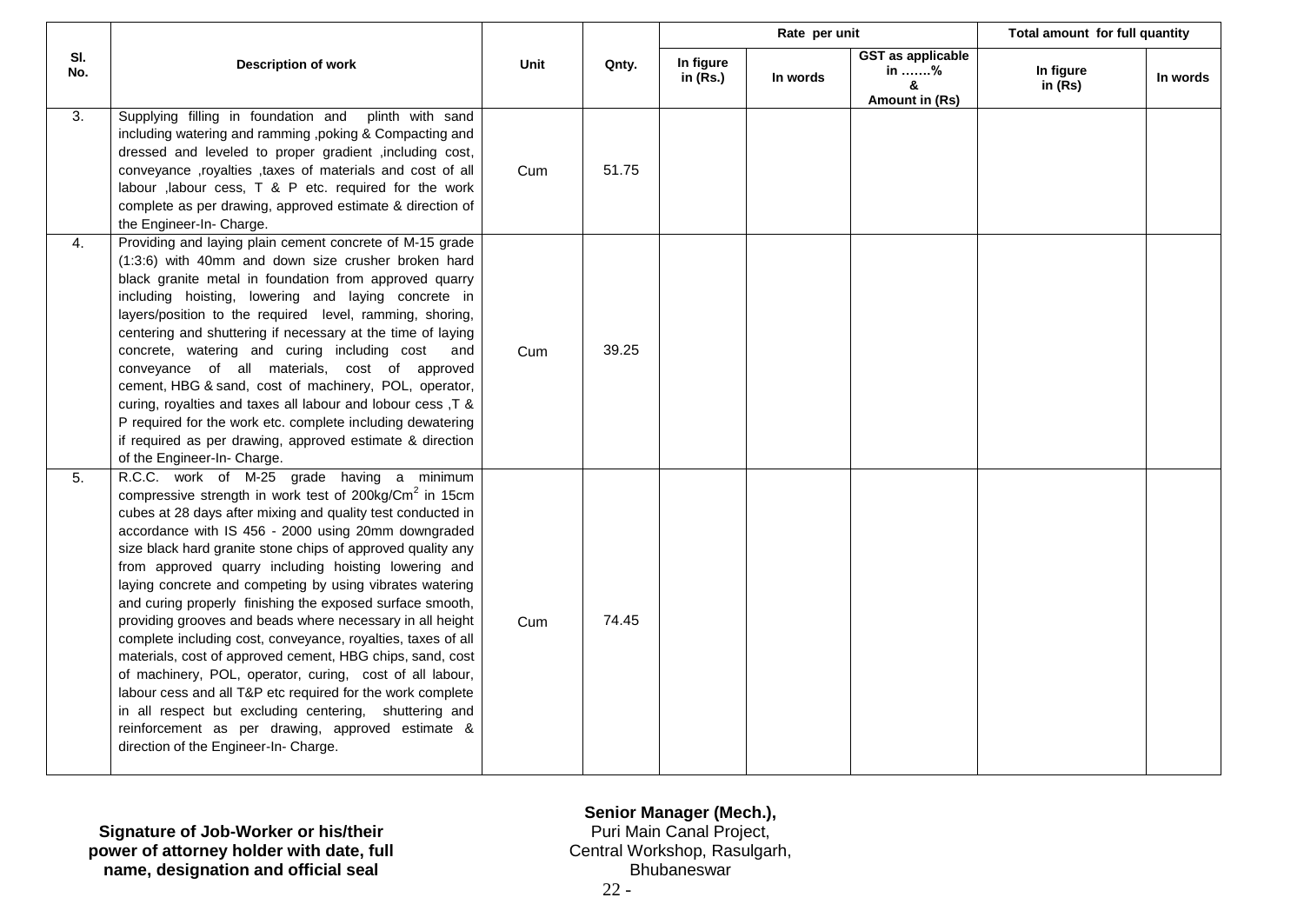| Sl. No. | Description of work | Unit | Qnty. | Rate per unit | | | Total amount for full quantity | |
|---|---|---|---|---|---|---|---|---|
| | | | | In figure in (Rs.) | In words | GST as applicable in …….% & Amount in (Rs) | In figure in (Rs) | In words |
| 3. | Supplying filling in foundation and plinth with sand including watering and ramming ,poking & Compacting and dressed and leveled to proper gradient ,including cost, conveyance ,royalties ,taxes of materials and cost of all labour ,labour cess, T & P etc. required for the work complete as per drawing, approved estimate & direction of the Engineer-In- Charge. | Cum | 51.75 | | | | | |
| 4. | Providing and laying plain cement concrete of M-15 grade (1:3:6) with 40mm and down size crusher broken hard black granite metal in foundation from approved quarry including hoisting, lowering and laying concrete in layers/position to the required level, ramming, shoring, centering and shuttering if necessary at the time of laying concrete, watering and curing including cost and conveyance of all materials, cost of approved cement, HBG & sand, cost of machinery, POL, operator, curing, royalties and taxes all labour and lobour cess ,T & P required for the work etc. complete including dewatering if required as per drawing, approved estimate & direction of the Engineer-In- Charge. | Cum | 39.25 | | | | | |
| 5. | R.C.C. work of M-25 grade having a minimum compressive strength in work test of 200kg/Cm$^2$ in 15cm cubes at 28 days after mixing and quality test conducted in accordance with IS 456 - 2000 using 20mm downgraded size black hard granite stone chips of approved quality any from approved quarry including hoisting lowering and laying concrete and competing by using vibrates watering and curing properly finishing the exposed surface smooth, providing grooves and beads where necessary in all height complete including cost, conveyance, royalties, taxes of all materials, cost of approved cement, HBG chips, sand, cost of machinery, POL, operator, curing, cost of all labour, labour cess and all T&P etc required for the work complete in all respect but excluding centering, shuttering and reinforcement as per drawing, approved estimate & direction of the Engineer-In- Charge. | Cum | 74.45 | | | | | |

**Signature of Job-Worker or his/their power of attorney holder with date, full name, designation and official seal**

**Senior Manager (Mech.),**
Puri Main Canal Project,
Central Workshop, Rasulgarh,
Bhubaneswar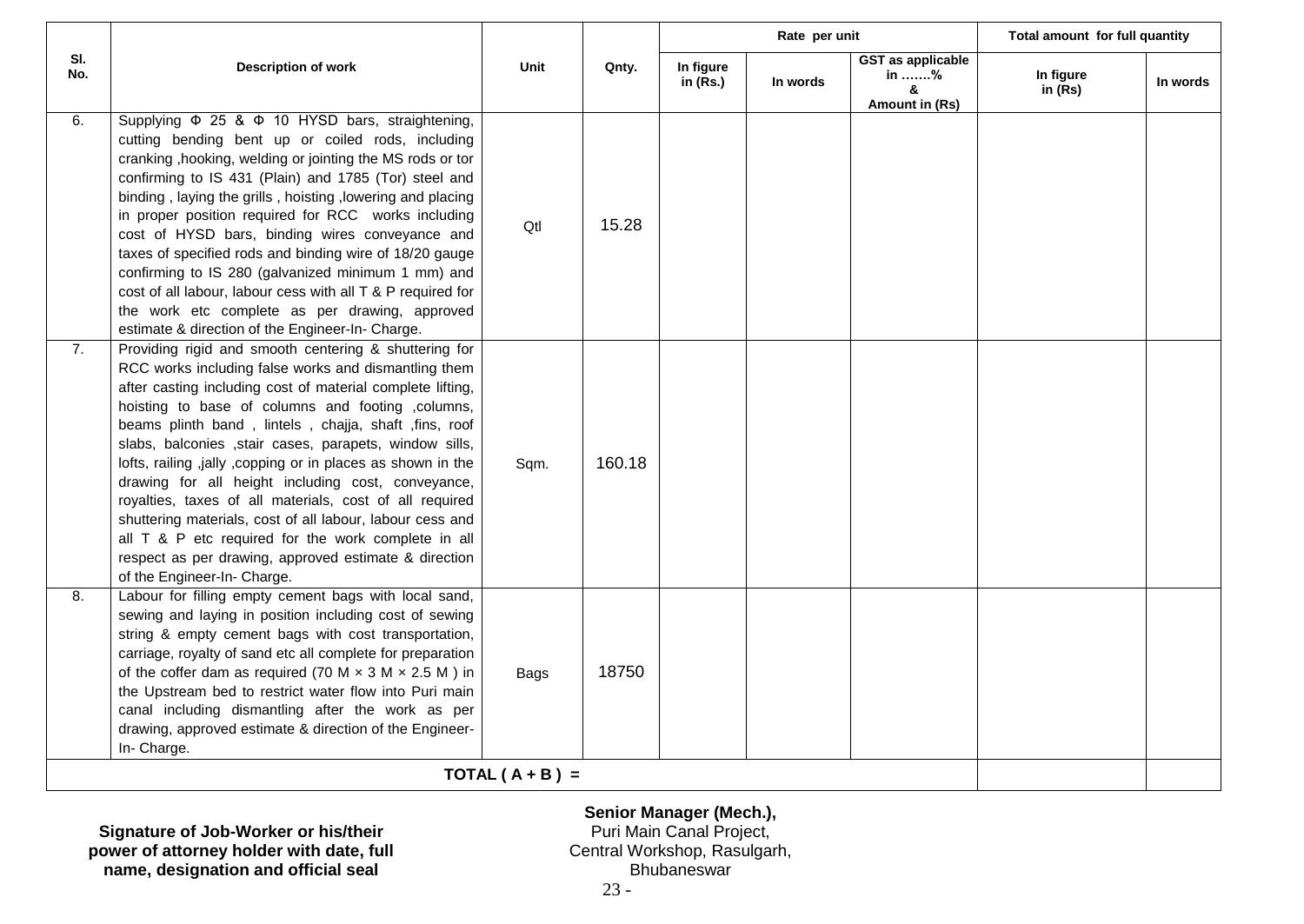| Sl. No. | Description of work | Unit | Qnty. | Rate per unit | | | Total amount for full quantity | |
|---|---|---|---|---|---|---|---|---|
| | | | | In figure in (Rs.) | In words | GST as applicable in …….% & Amount in (Rs) | In figure in (Rs) | In words |
| 6. | Supplying Φ 25 & Φ 10 HYSD bars, straightening, cutting bending bent up or coiled rods, including cranking ,hooking, welding or jointing the MS rods or tor confirming to IS 431 (Plain) and 1785 (Tor) steel and binding , laying the grills , hoisting ,lowering and placing in proper position required for RCC works including cost of HYSD bars, binding wires conveyance and taxes of specified rods and binding wire of 18/20 gauge confirming to IS 280 (galvanized minimum 1 mm) and cost of all labour, labour cess with all T & P required for the work etc complete as per drawing, approved estimate & direction of the Engineer-In- Charge. | Qtl | 15.28 | | | | | |
| 7. | Providing rigid and smooth centering & shuttering for RCC works including false works and dismantling them after casting including cost of material complete lifting, hoisting to base of columns and footing ,columns, beams plinth band , lintels , chajja, shaft ,fins, roof slabs, balconies ,stair cases, parapets, window sills, lofts, railing ,jally ,copping or in places as shown in the drawing for all height including cost, conveyance, royalties, taxes of all materials, cost of all required shuttering materials, cost of all labour, labour cess and all T & P etc required for the work complete in all respect as per drawing, approved estimate & direction of the Engineer-In- Charge. | Sqm. | 160.18 | | | | | |
| 8. | Labour for filling empty cement bags with local sand, sewing and laying in position including cost of sewing string & empty cement bags with cost transportation, carriage, royalty of sand etc all complete for preparation of the coffer dam as required (70 M × 3 M × 2.5 M ) in the Upstream bed to restrict water flow into Puri main canal including dismantling after the work as per drawing, approved estimate & direction of the Engineer-In- Charge. | Bags | 18750 | | | | | |
| | **TOTAL ( A + B ) =** | | | | | | | |

**Signature of Job-Worker or his/their power of attorney holder with date, full name, designation and official seal**

**Senior Manager (Mech.),**
Puri Main Canal Project,
Central Workshop, Rasulgarh,
Bhubaneswar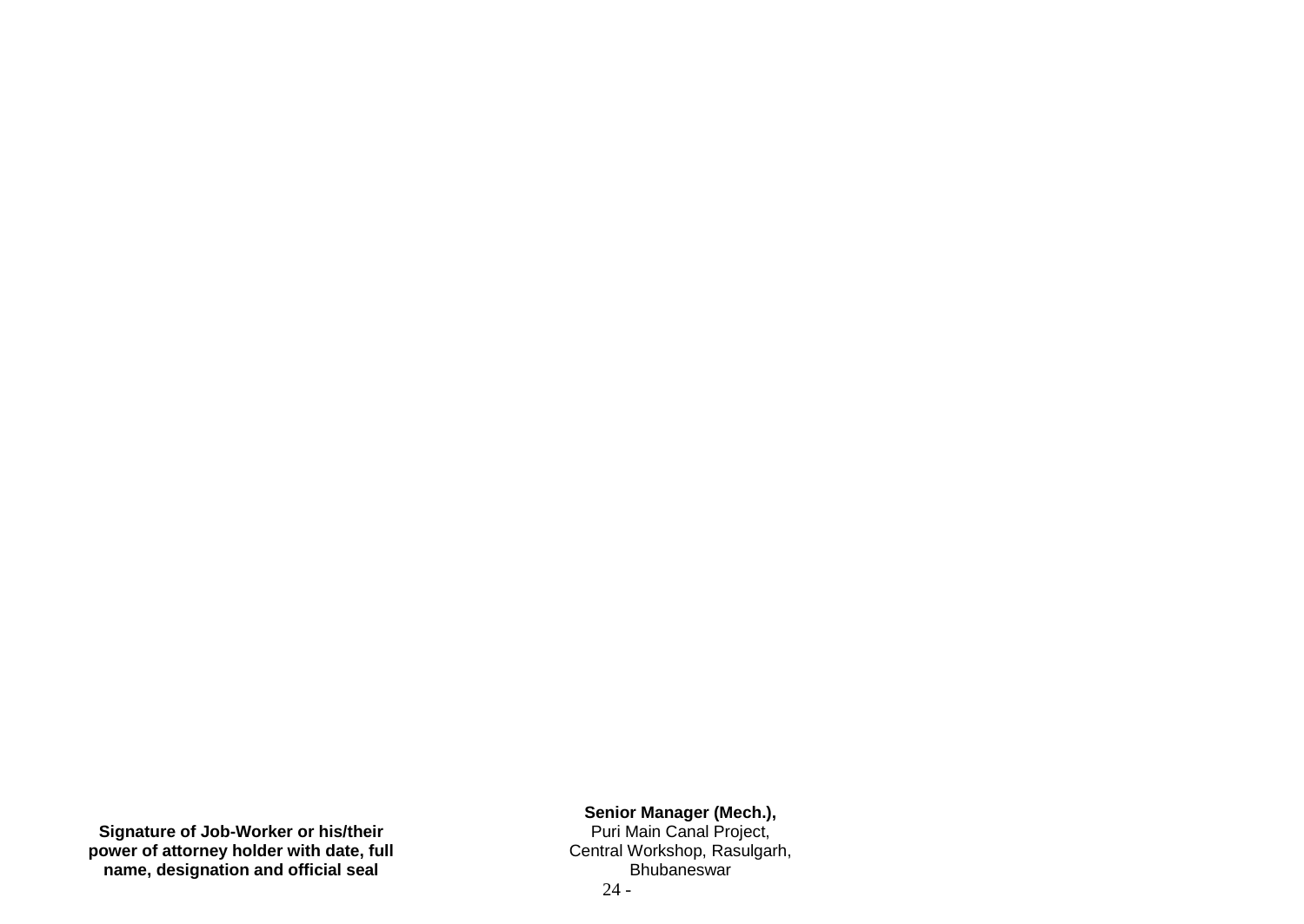**Signature of Job-Worker or his/their power of attorney holder with date, full name, designation and official seal**

**Senior Manager (Mech.),**
Puri Main Canal Project,
Central Workshop, Rasulgarh,
Bhubaneswar